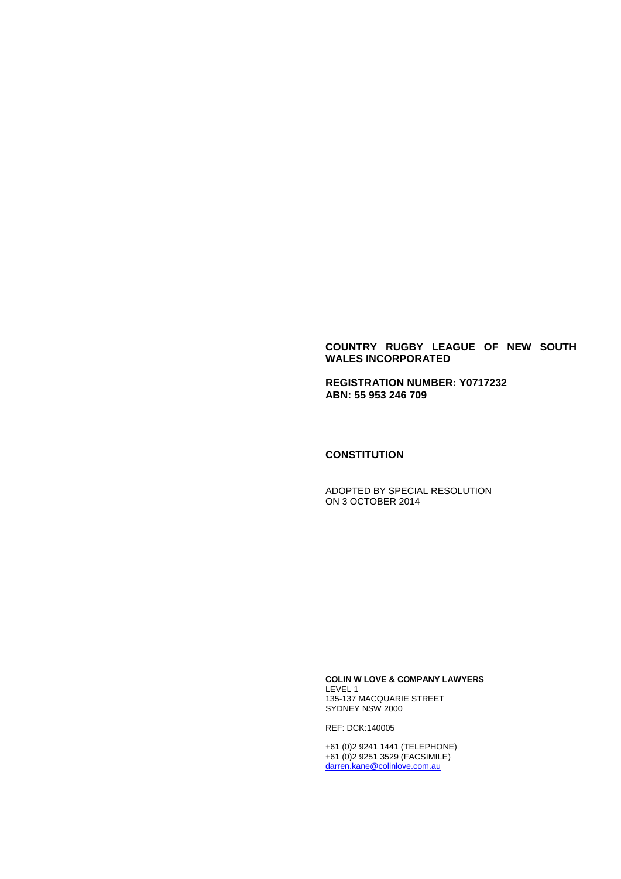**COUNTRY RUGBY LEAGUE OF NEW SOUTH WALES INCORPORATED**

**REGISTRATION NUMBER: Y0717232**
**ABN: 55 953 246 709**

**CONSTITUTION**

ADOPTED BY SPECIAL RESOLUTION
ON 3 OCTOBER 2014

**COLIN W LOVE & COMPANY LAWYERS**
LEVEL 1
135-137 MACQUARIE STREET
SYDNEY NSW 2000

REF: DCK:140005

+61 (0)2 9241 1441 (TELEPHONE)
+61 (0)2 9251 3529 (FACSIMILE)
darren.kane@colinlove.com.au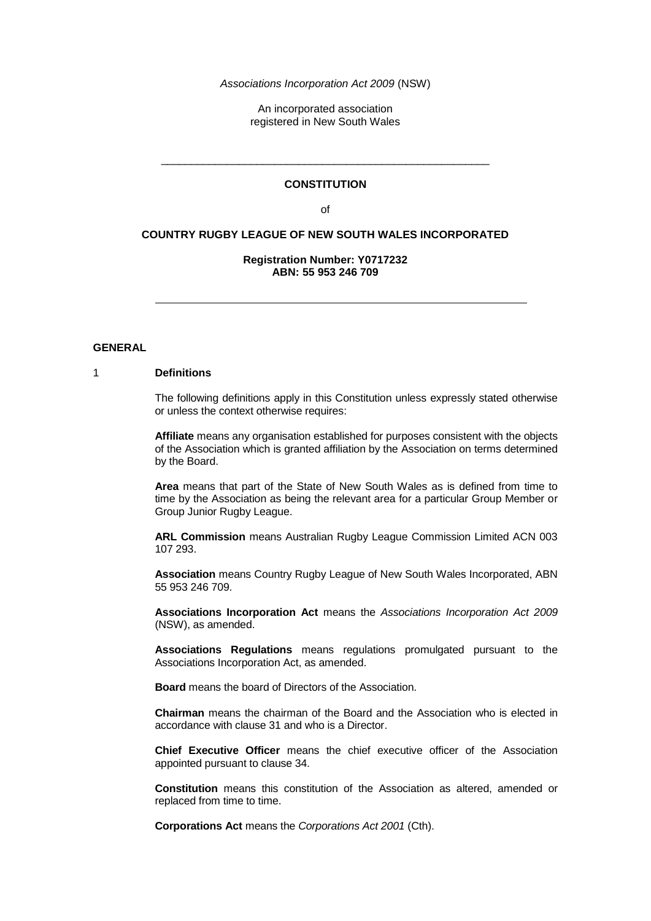*Associations Incorporation Act 2009* (NSW)

An incorporated association registered in New South Wales

---

**CONSTITUTION**

of

**COUNTRY RUGBY LEAGUE OF NEW SOUTH WALES INCORPORATED**

**Registration Number: Y0717232**
**ABN: 55 953 246 709**

---

## GENERAL

### 1 Definitions

The following definitions apply in this Constitution unless expressly stated otherwise or unless the context otherwise requires:

**Affiliate** means any organisation established for purposes consistent with the objects of the Association which is granted affiliation by the Association on terms determined by the Board.

**Area** means that part of the State of New South Wales as is defined from time to time by the Association as being the relevant area for a particular Group Member or Group Junior Rugby League.

**ARL Commission** means Australian Rugby League Commission Limited ACN 003 107 293.

**Association** means Country Rugby League of New South Wales Incorporated, ABN 55 953 246 709.

**Associations Incorporation Act** means the *Associations Incorporation Act 2009* (NSW), as amended.

**Associations Regulations** means regulations promulgated pursuant to the Associations Incorporation Act, as amended.

**Board** means the board of Directors of the Association.

**Chairman** means the chairman of the Board and the Association who is elected in accordance with clause 31 and who is a Director.

**Chief Executive Officer** means the chief executive officer of the Association appointed pursuant to clause 34.

**Constitution** means this constitution of the Association as altered, amended or replaced from time to time.

**Corporations Act** means the *Corporations Act 2001* (Cth).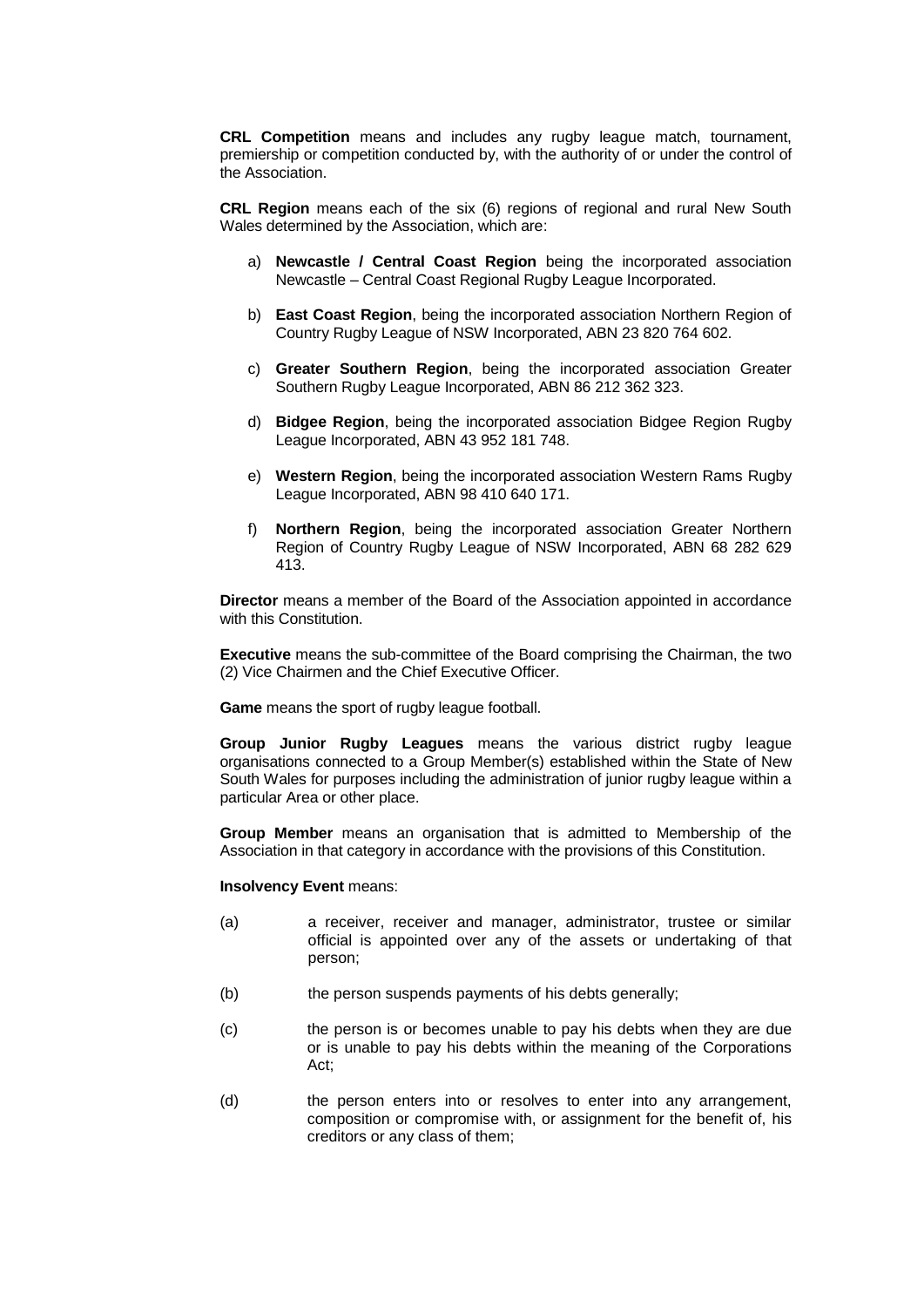**CRL Competition** means and includes any rugby league match, tournament, premiership or competition conducted by, with the authority of or under the control of the Association.

**CRL Region** means each of the six (6) regions of regional and rural New South Wales determined by the Association, which are:

a) **Newcastle / Central Coast Region** being the incorporated association Newcastle – Central Coast Regional Rugby League Incorporated.

b) **East Coast Region**, being the incorporated association Northern Region of Country Rugby League of NSW Incorporated, ABN 23 820 764 602.

c) **Greater Southern Region**, being the incorporated association Greater Southern Rugby League Incorporated, ABN 86 212 362 323.

d) **Bidgee Region**, being the incorporated association Bidgee Region Rugby League Incorporated, ABN 43 952 181 748.

e) **Western Region**, being the incorporated association Western Rams Rugby League Incorporated, ABN 98 410 640 171.

f) **Northern Region**, being the incorporated association Greater Northern Region of Country Rugby League of NSW Incorporated, ABN 68 282 629 413.

**Director** means a member of the Board of the Association appointed in accordance with this Constitution.

**Executive** means the sub-committee of the Board comprising the Chairman, the two (2) Vice Chairmen and the Chief Executive Officer.

**Game** means the sport of rugby league football.

**Group Junior Rugby Leagues** means the various district rugby league organisations connected to a Group Member(s) established within the State of New South Wales for purposes including the administration of junior rugby league within a particular Area or other place.

**Group Member** means an organisation that is admitted to Membership of the Association in that category in accordance with the provisions of this Constitution.

**Insolvency Event** means:

(a) a receiver, receiver and manager, administrator, trustee or similar official is appointed over any of the assets or undertaking of that person;

(b) the person suspends payments of his debts generally;

(c) the person is or becomes unable to pay his debts when they are due or is unable to pay his debts within the meaning of the Corporations Act;

(d) the person enters into or resolves to enter into any arrangement, composition or compromise with, or assignment for the benefit of, his creditors or any class of them;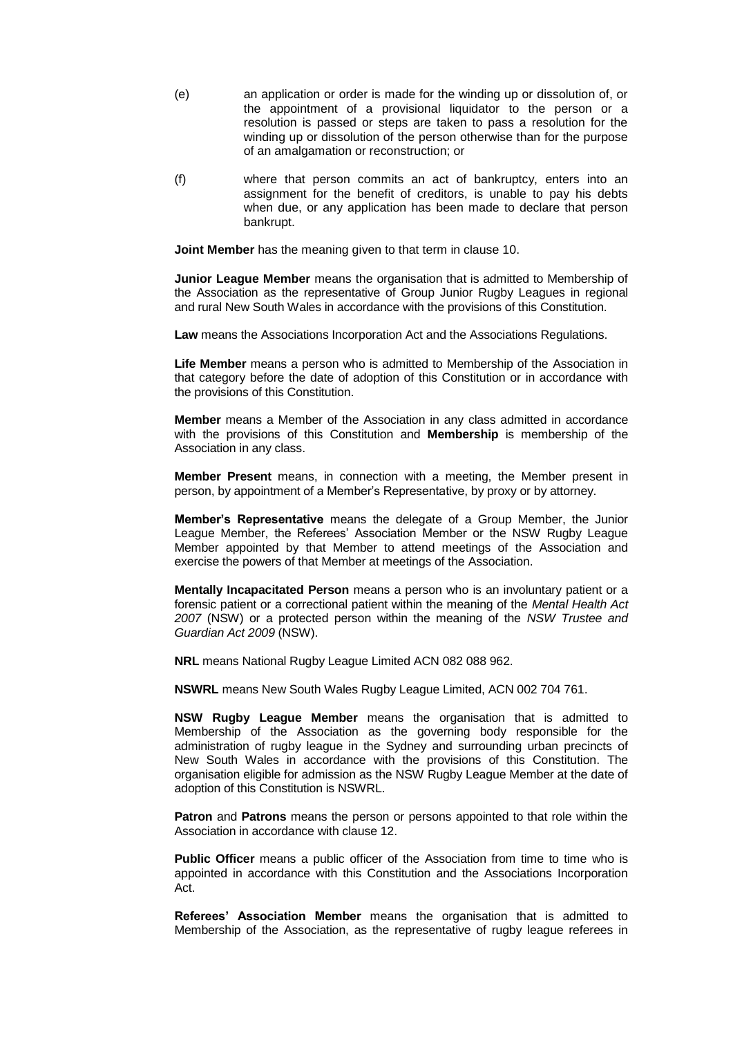(e) an application or order is made for the winding up or dissolution of, or the appointment of a provisional liquidator to the person or a resolution is passed or steps are taken to pass a resolution for the winding up or dissolution of the person otherwise than for the purpose of an amalgamation or reconstruction; or

(f) where that person commits an act of bankruptcy, enters into an assignment for the benefit of creditors, is unable to pay his debts when due, or any application has been made to declare that person bankrupt.

**Joint Member** has the meaning given to that term in clause 10.

**Junior League Member** means the organisation that is admitted to Membership of the Association as the representative of Group Junior Rugby Leagues in regional and rural New South Wales in accordance with the provisions of this Constitution.

**Law** means the Associations Incorporation Act and the Associations Regulations.

**Life Member** means a person who is admitted to Membership of the Association in that category before the date of adoption of this Constitution or in accordance with the provisions of this Constitution.

**Member** means a Member of the Association in any class admitted in accordance with the provisions of this Constitution and **Membership** is membership of the Association in any class.

**Member Present** means, in connection with a meeting, the Member present in person, by appointment of a Member's Representative, by proxy or by attorney.

**Member's Representative** means the delegate of a Group Member, the Junior League Member, the Referees' Association Member or the NSW Rugby League Member appointed by that Member to attend meetings of the Association and exercise the powers of that Member at meetings of the Association.

**Mentally Incapacitated Person** means a person who is an involuntary patient or a forensic patient or a correctional patient within the meaning of the *Mental Health Act 2007* (NSW) or a protected person within the meaning of the *NSW Trustee and Guardian Act 2009* (NSW).

**NRL** means National Rugby League Limited ACN 082 088 962.

**NSWRL** means New South Wales Rugby League Limited, ACN 002 704 761.

**NSW Rugby League Member** means the organisation that is admitted to Membership of the Association as the governing body responsible for the administration of rugby league in the Sydney and surrounding urban precincts of New South Wales in accordance with the provisions of this Constitution. The organisation eligible for admission as the NSW Rugby League Member at the date of adoption of this Constitution is NSWRL.

**Patron** and **Patrons** means the person or persons appointed to that role within the Association in accordance with clause 12.

**Public Officer** means a public officer of the Association from time to time who is appointed in accordance with this Constitution and the Associations Incorporation Act.

**Referees' Association Member** means the organisation that is admitted to Membership of the Association, as the representative of rugby league referees in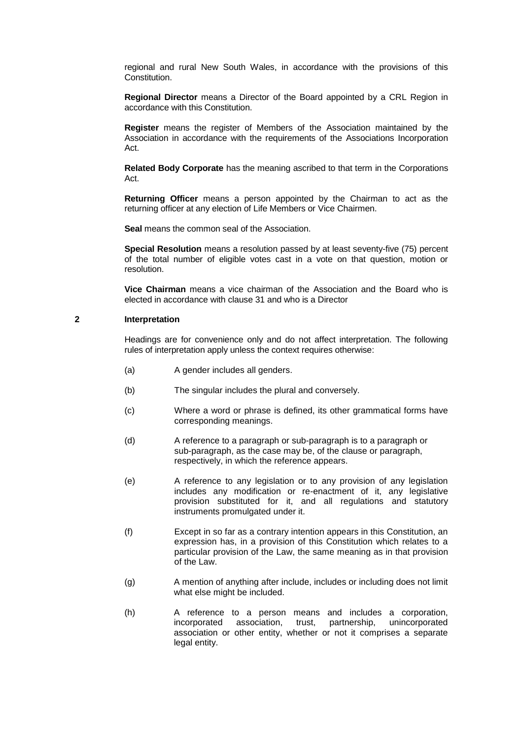regional and rural New South Wales, in accordance with the provisions of this Constitution.

**Regional Director** means a Director of the Board appointed by a CRL Region in accordance with this Constitution.

**Register** means the register of Members of the Association maintained by the Association in accordance with the requirements of the Associations Incorporation Act.

**Related Body Corporate** has the meaning ascribed to that term in the Corporations Act.

**Returning Officer** means a person appointed by the Chairman to act as the returning officer at any election of Life Members or Vice Chairmen.

**Seal** means the common seal of the Association.

**Special Resolution** means a resolution passed by at least seventy-five (75) percent of the total number of eligible votes cast in a vote on that question, motion or resolution.

**Vice Chairman** means a vice chairman of the Association and the Board who is elected in accordance with clause 31 and who is a Director

## 2 Interpretation

Headings are for convenience only and do not affect interpretation. The following rules of interpretation apply unless the context requires otherwise:

(a) A gender includes all genders.

(b) The singular includes the plural and conversely.

(c) Where a word or phrase is defined, its other grammatical forms have corresponding meanings.

(d) A reference to a paragraph or sub-paragraph is to a paragraph or sub-paragraph, as the case may be, of the clause or paragraph, respectively, in which the reference appears.

(e) A reference to any legislation or to any provision of any legislation includes any modification or re-enactment of it, any legislative provision substituted for it, and all regulations and statutory instruments promulgated under it.

(f) Except in so far as a contrary intention appears in this Constitution, an expression has, in a provision of this Constitution which relates to a particular provision of the Law, the same meaning as in that provision of the Law.

(g) A mention of anything after include, includes or including does not limit what else might be included.

(h) A reference to a person means and includes a corporation, incorporated association, trust, partnership, unincorporated association or other entity, whether or not it comprises a separate legal entity.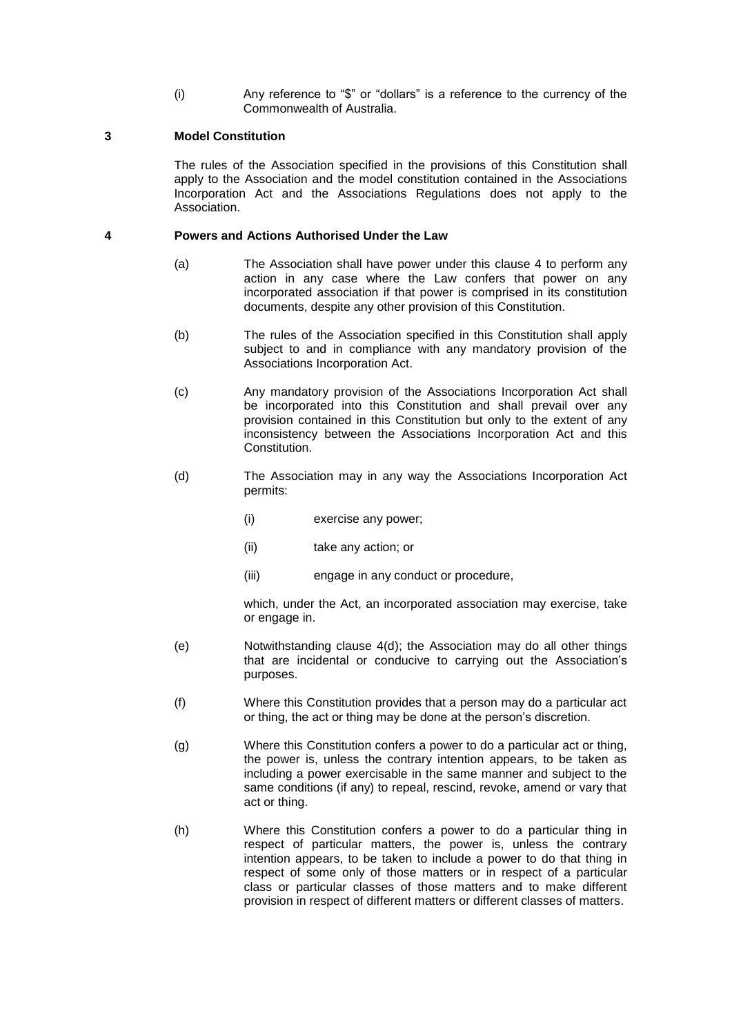(i) Any reference to "$" or "dollars" is a reference to the currency of the Commonwealth of Australia.

## 3 Model Constitution

The rules of the Association specified in the provisions of this Constitution shall apply to the Association and the model constitution contained in the Associations Incorporation Act and the Associations Regulations does not apply to the Association.

## 4 Powers and Actions Authorised Under the Law

(a) The Association shall have power under this clause 4 to perform any action in any case where the Law confers that power on any incorporated association if that power is comprised in its constitution documents, despite any other provision of this Constitution.

(b) The rules of the Association specified in this Constitution shall apply subject to and in compliance with any mandatory provision of the Associations Incorporation Act.

(c) Any mandatory provision of the Associations Incorporation Act shall be incorporated into this Constitution and shall prevail over any provision contained in this Constitution but only to the extent of any inconsistency between the Associations Incorporation Act and this Constitution.

(d) The Association may in any way the Associations Incorporation Act permits:

  (i) exercise any power;

  (ii) take any action; or

  (iii) engage in any conduct or procedure,

  which, under the Act, an incorporated association may exercise, take or engage in.

(e) Notwithstanding clause 4(d); the Association may do all other things that are incidental or conducive to carrying out the Association's purposes.

(f) Where this Constitution provides that a person may do a particular act or thing, the act or thing may be done at the person's discretion.

(g) Where this Constitution confers a power to do a particular act or thing, the power is, unless the contrary intention appears, to be taken as including a power exercisable in the same manner and subject to the same conditions (if any) to repeal, rescind, revoke, amend or vary that act or thing.

(h) Where this Constitution confers a power to do a particular thing in respect of particular matters, the power is, unless the contrary intention appears, to be taken to include a power to do that thing in respect of some only of those matters or in respect of a particular class or particular classes of those matters and to make different provision in respect of different matters or different classes of matters.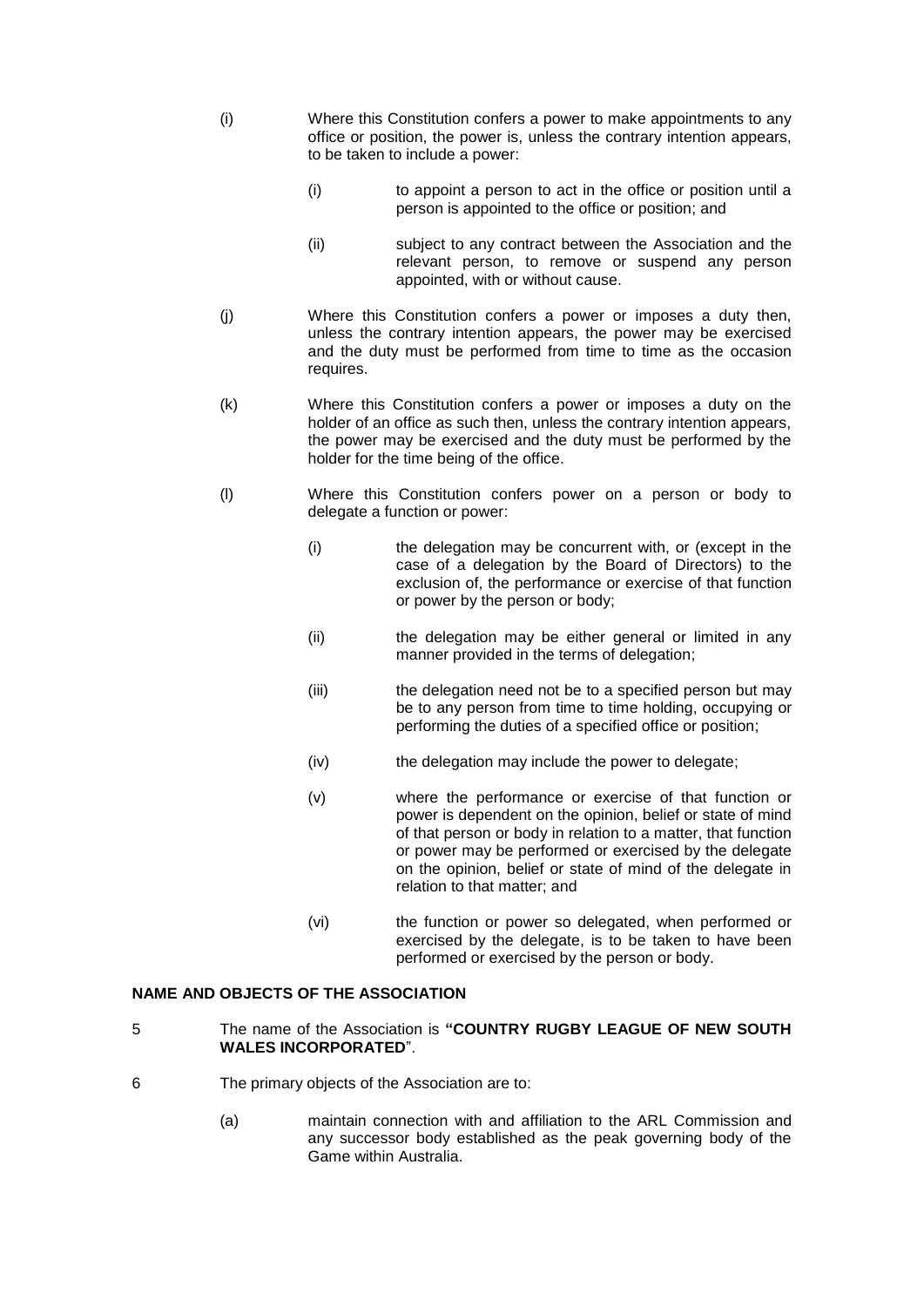(i) Where this Constitution confers a power to make appointments to any office or position, the power is, unless the contrary intention appears, to be taken to include a power:

   (i) to appoint a person to act in the office or position until a person is appointed to the office or position; and

   (ii) subject to any contract between the Association and the relevant person, to remove or suspend any person appointed, with or without cause.

(j) Where this Constitution confers a power or imposes a duty then, unless the contrary intention appears, the power may be exercised and the duty must be performed from time to time as the occasion requires.

(k) Where this Constitution confers a power or imposes a duty on the holder of an office as such then, unless the contrary intention appears, the power may be exercised and the duty must be performed by the holder for the time being of the office.

(l) Where this Constitution confers power on a person or body to delegate a function or power:

   (i) the delegation may be concurrent with, or (except in the case of a delegation by the Board of Directors) to the exclusion of, the performance or exercise of that function or power by the person or body;

   (ii) the delegation may be either general or limited in any manner provided in the terms of delegation;

   (iii) the delegation need not be to a specified person but may be to any person from time to time holding, occupying or performing the duties of a specified office or position;

   (iv) the delegation may include the power to delegate;

   (v) where the performance or exercise of that function or power is dependent on the opinion, belief or state of mind of that person or body in relation to a matter, that function or power may be performed or exercised by the delegate on the opinion, belief or state of mind of the delegate in relation to that matter; and

   (vi) the function or power so delegated, when performed or exercised by the delegate, is to be taken to have been performed or exercised by the person or body.

**NAME AND OBJECTS OF THE ASSOCIATION**

5 The name of the Association is **"COUNTRY RUGBY LEAGUE OF NEW SOUTH WALES INCORPORATED**".

6 The primary objects of the Association are to:

   (a) maintain connection with and affiliation to the ARL Commission and any successor body established as the peak governing body of the Game within Australia.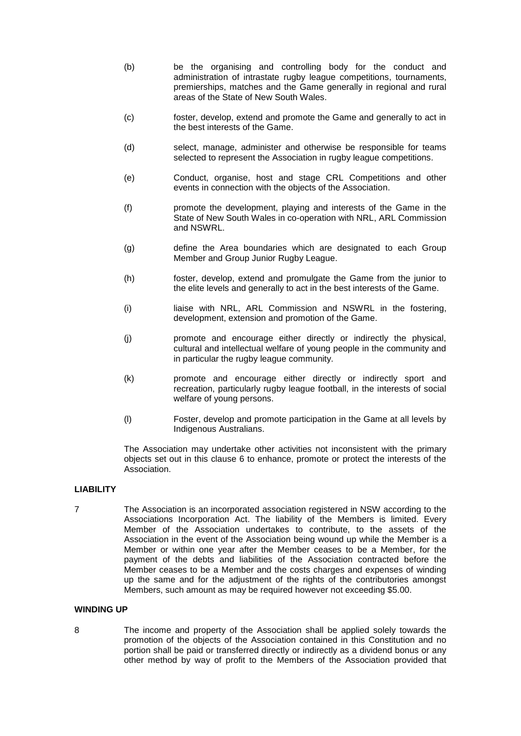(b) be the organising and controlling body for the conduct and administration of intrastate rugby league competitions, tournaments, premierships, matches and the Game generally in regional and rural areas of the State of New South Wales.

(c) foster, develop, extend and promote the Game and generally to act in the best interests of the Game.

(d) select, manage, administer and otherwise be responsible for teams selected to represent the Association in rugby league competitions.

(e) Conduct, organise, host and stage CRL Competitions and other events in connection with the objects of the Association.

(f) promote the development, playing and interests of the Game in the State of New South Wales in co-operation with NRL, ARL Commission and NSWRL.

(g) define the Area boundaries which are designated to each Group Member and Group Junior Rugby League.

(h) foster, develop, extend and promulgate the Game from the junior to the elite levels and generally to act in the best interests of the Game.

(i) liaise with NRL, ARL Commission and NSWRL in the fostering, development, extension and promotion of the Game.

(j) promote and encourage either directly or indirectly the physical, cultural and intellectual welfare of young people in the community and in particular the rugby league community.

(k) promote and encourage either directly or indirectly sport and recreation, particularly rugby league football, in the interests of social welfare of young persons.

(l) Foster, develop and promote participation in the Game at all levels by Indigenous Australians.

The Association may undertake other activities not inconsistent with the primary objects set out in this clause 6 to enhance, promote or protect the interests of the Association.

**LIABILITY**

7 The Association is an incorporated association registered in NSW according to the Associations Incorporation Act. The liability of the Members is limited. Every Member of the Association undertakes to contribute, to the assets of the Association in the event of the Association being wound up while the Member is a Member or within one year after the Member ceases to be a Member, for the payment of the debts and liabilities of the Association contracted before the Member ceases to be a Member and the costs charges and expenses of winding up the same and for the adjustment of the rights of the contributories amongst Members, such amount as may be required however not exceeding $5.00.

**WINDING UP**

8 The income and property of the Association shall be applied solely towards the promotion of the objects of the Association contained in this Constitution and no portion shall be paid or transferred directly or indirectly as a dividend bonus or any other method by way of profit to the Members of the Association provided that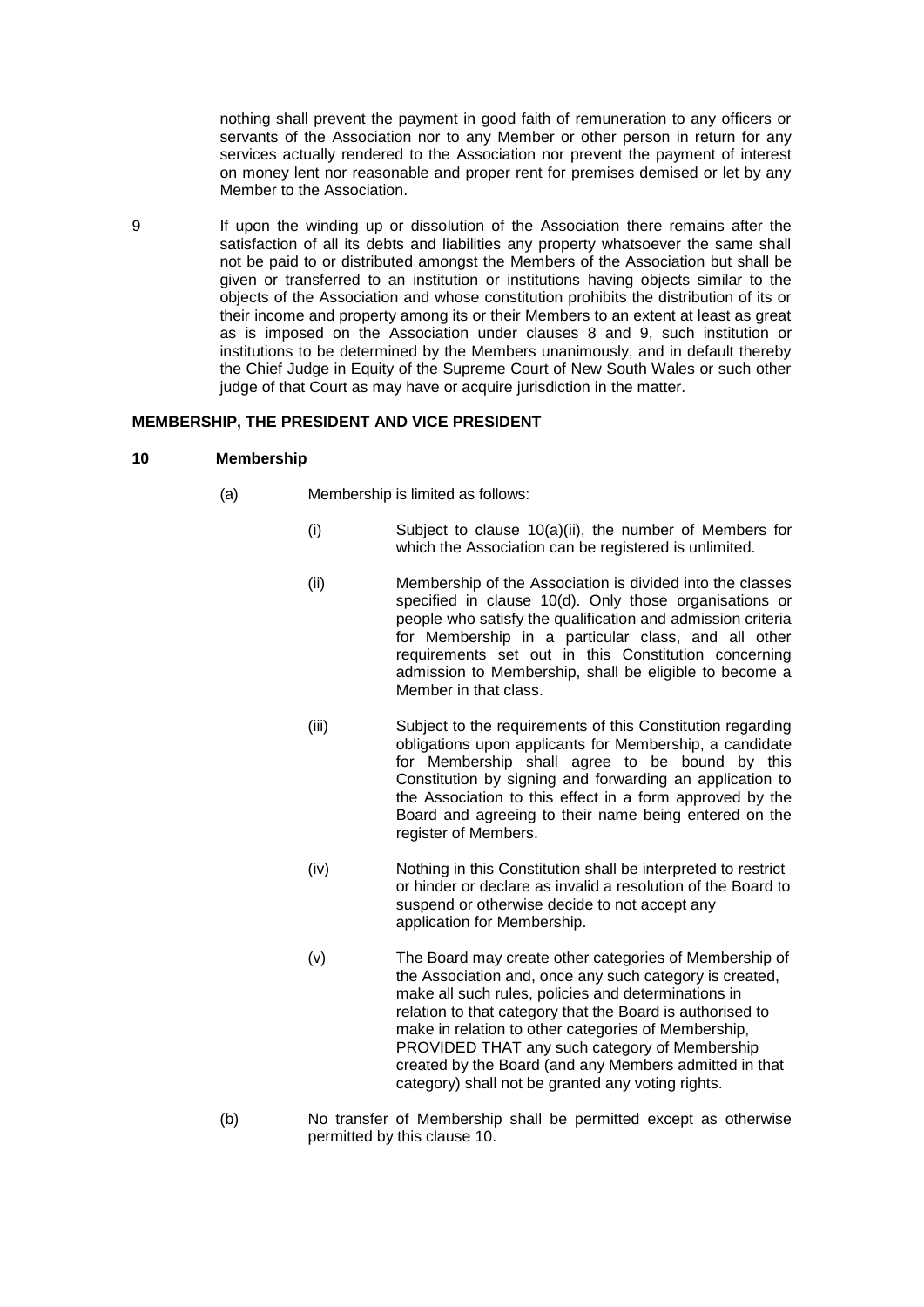nothing shall prevent the payment in good faith of remuneration to any officers or servants of the Association nor to any Member or other person in return for any services actually rendered to the Association nor prevent the payment of interest on money lent nor reasonable and proper rent for premises demised or let by any Member to the Association.

9 If upon the winding up or dissolution of the Association there remains after the satisfaction of all its debts and liabilities any property whatsoever the same shall not be paid to or distributed amongst the Members of the Association but shall be given or transferred to an institution or institutions having objects similar to the objects of the Association and whose constitution prohibits the distribution of its or their income and property among its or their Members to an extent at least as great as is imposed on the Association under clauses 8 and 9, such institution or institutions to be determined by the Members unanimously, and in default thereby the Chief Judge in Equity of the Supreme Court of New South Wales or such other judge of that Court as may have or acquire jurisdiction in the matter.

**MEMBERSHIP, THE PRESIDENT AND VICE PRESIDENT**

**10 Membership**

(a) Membership is limited as follows:

(i) Subject to clause 10(a)(ii), the number of Members for which the Association can be registered is unlimited.

(ii) Membership of the Association is divided into the classes specified in clause 10(d). Only those organisations or people who satisfy the qualification and admission criteria for Membership in a particular class, and all other requirements set out in this Constitution concerning admission to Membership, shall be eligible to become a Member in that class.

(iii) Subject to the requirements of this Constitution regarding obligations upon applicants for Membership, a candidate for Membership shall agree to be bound by this Constitution by signing and forwarding an application to the Association to this effect in a form approved by the Board and agreeing to their name being entered on the register of Members.

(iv) Nothing in this Constitution shall be interpreted to restrict or hinder or declare as invalid a resolution of the Board to suspend or otherwise decide to not accept any application for Membership.

(v) The Board may create other categories of Membership of the Association and, once any such category is created, make all such rules, policies and determinations in relation to that category that the Board is authorised to make in relation to other categories of Membership, PROVIDED THAT any such category of Membership created by the Board (and any Members admitted in that category) shall not be granted any voting rights.

(b) No transfer of Membership shall be permitted except as otherwise permitted by this clause 10.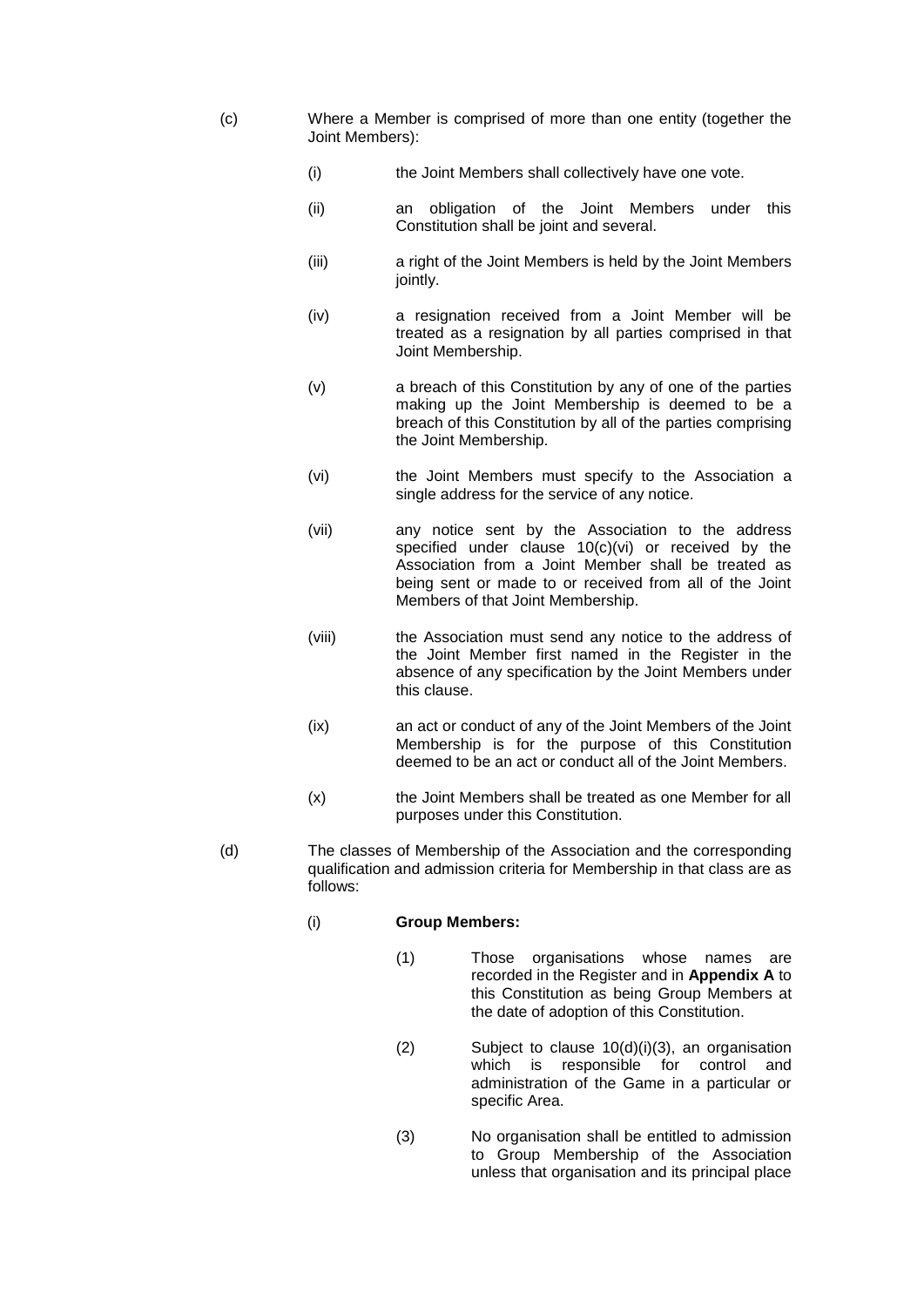(c) Where a Member is comprised of more than one entity (together the Joint Members):

   (i) the Joint Members shall collectively have one vote.

   (ii) an obligation of the Joint Members under this Constitution shall be joint and several.

   (iii) a right of the Joint Members is held by the Joint Members jointly.

   (iv) a resignation received from a Joint Member will be treated as a resignation by all parties comprised in that Joint Membership.

   (v) a breach of this Constitution by any of one of the parties making up the Joint Membership is deemed to be a breach of this Constitution by all of the parties comprising the Joint Membership.

   (vi) the Joint Members must specify to the Association a single address for the service of any notice.

   (vii) any notice sent by the Association to the address specified under clause 10(c)(vi) or received by the Association from a Joint Member shall be treated as being sent or made to or received from all of the Joint Members of that Joint Membership.

   (viii) the Association must send any notice to the address of the Joint Member first named in the Register in the absence of any specification by the Joint Members under this clause.

   (ix) an act or conduct of any of the Joint Members of the Joint Membership is for the purpose of this Constitution deemed to be an act or conduct all of the Joint Members.

   (x) the Joint Members shall be treated as one Member for all purposes under this Constitution.

(d) The classes of Membership of the Association and the corresponding qualification and admission criteria for Membership in that class are as follows:

   (i) **Group Members:**

      (1) Those organisations whose names are recorded in the Register and in **Appendix A** to this Constitution as being Group Members at the date of adoption of this Constitution.

      (2) Subject to clause 10(d)(i)(3), an organisation which is responsible for control and administration of the Game in a particular or specific Area.

      (3) No organisation shall be entitled to admission to Group Membership of the Association unless that organisation and its principal place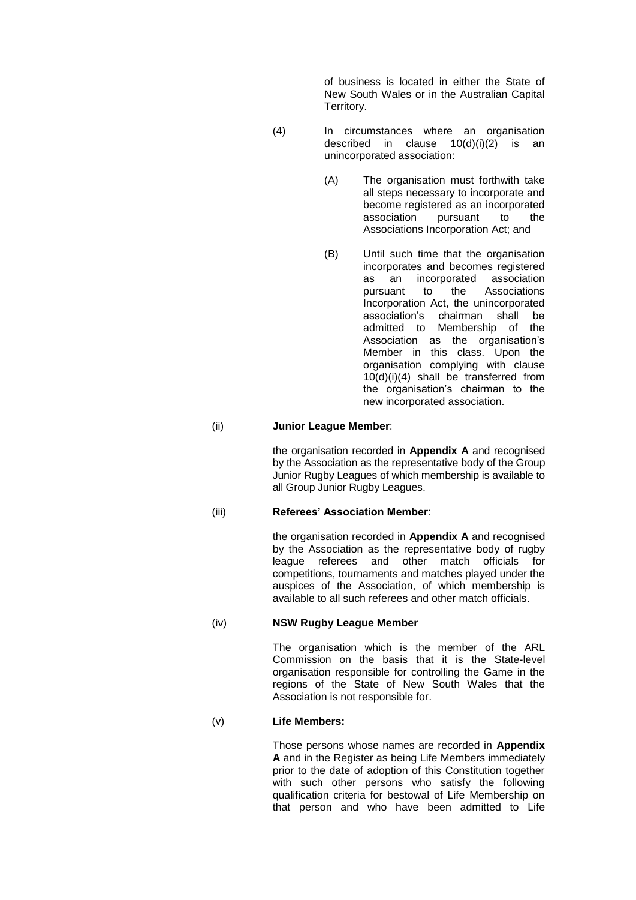of business is located in either the State of New South Wales or in the Australian Capital Territory.

(4) In circumstances where an organisation described in clause 10(d)(i)(2) is an unincorporated association:

(A) The organisation must forthwith take all steps necessary to incorporate and become registered as an incorporated association pursuant to the Associations Incorporation Act; and

(B) Until such time that the organisation incorporates and becomes registered as an incorporated association pursuant to the Associations Incorporation Act, the unincorporated association's chairman shall be admitted to Membership of the Association as the organisation's Member in this class. Upon the organisation complying with clause 10(d)(i)(4) shall be transferred from the organisation's chairman to the new incorporated association.

(ii) **Junior League Member**:

the organisation recorded in **Appendix A** and recognised by the Association as the representative body of the Group Junior Rugby Leagues of which membership is available to all Group Junior Rugby Leagues.

(iii) **Referees' Association Member**:

the organisation recorded in **Appendix A** and recognised by the Association as the representative body of rugby league referees and other match officials for competitions, tournaments and matches played under the auspices of the Association, of which membership is available to all such referees and other match officials.

(iv) **NSW Rugby League Member**

The organisation which is the member of the ARL Commission on the basis that it is the State-level organisation responsible for controlling the Game in the regions of the State of New South Wales that the Association is not responsible for.

(v) **Life Members:**

Those persons whose names are recorded in **Appendix A** and in the Register as being Life Members immediately prior to the date of adoption of this Constitution together with such other persons who satisfy the following qualification criteria for bestowal of Life Membership on that person and who have been admitted to Life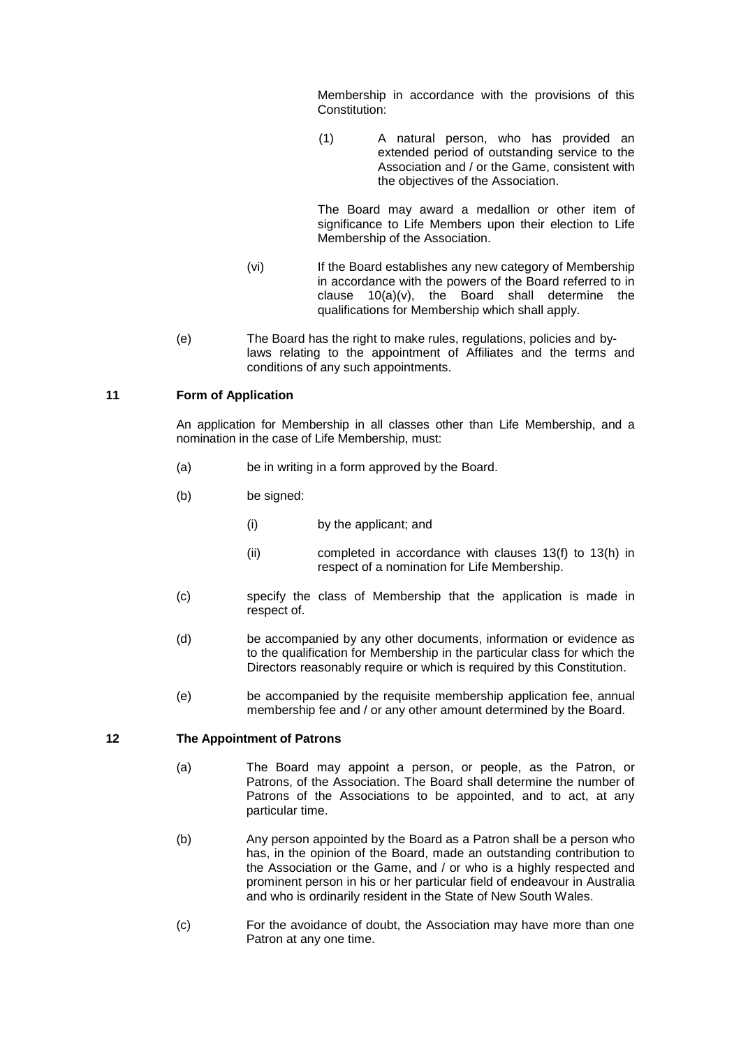Membership in accordance with the provisions of this Constitution:

(1) A natural person, who has provided an extended period of outstanding service to the Association and / or the Game, consistent with the objectives of the Association.

The Board may award a medallion or other item of significance to Life Members upon their election to Life Membership of the Association.

(vi) If the Board establishes any new category of Membership in accordance with the powers of the Board referred to in clause 10(a)(v), the Board shall determine the qualifications for Membership which shall apply.

(e) The Board has the right to make rules, regulations, policies and by-laws relating to the appointment of Affiliates and the terms and conditions of any such appointments.

## 11 Form of Application

An application for Membership in all classes other than Life Membership, and a nomination in the case of Life Membership, must:

(a) be in writing in a form approved by the Board.

(b) be signed:

(i) by the applicant; and

(ii) completed in accordance with clauses 13(f) to 13(h) in respect of a nomination for Life Membership.

(c) specify the class of Membership that the application is made in respect of.

(d) be accompanied by any other documents, information or evidence as to the qualification for Membership in the particular class for which the Directors reasonably require or which is required by this Constitution.

(e) be accompanied by the requisite membership application fee, annual membership fee and / or any other amount determined by the Board.

## 12 The Appointment of Patrons

(a) The Board may appoint a person, or people, as the Patron, or Patrons, of the Association. The Board shall determine the number of Patrons of the Associations to be appointed, and to act, at any particular time.

(b) Any person appointed by the Board as a Patron shall be a person who has, in the opinion of the Board, made an outstanding contribution to the Association or the Game, and / or who is a highly respected and prominent person in his or her particular field of endeavour in Australia and who is ordinarily resident in the State of New South Wales.

(c) For the avoidance of doubt, the Association may have more than one Patron at any one time.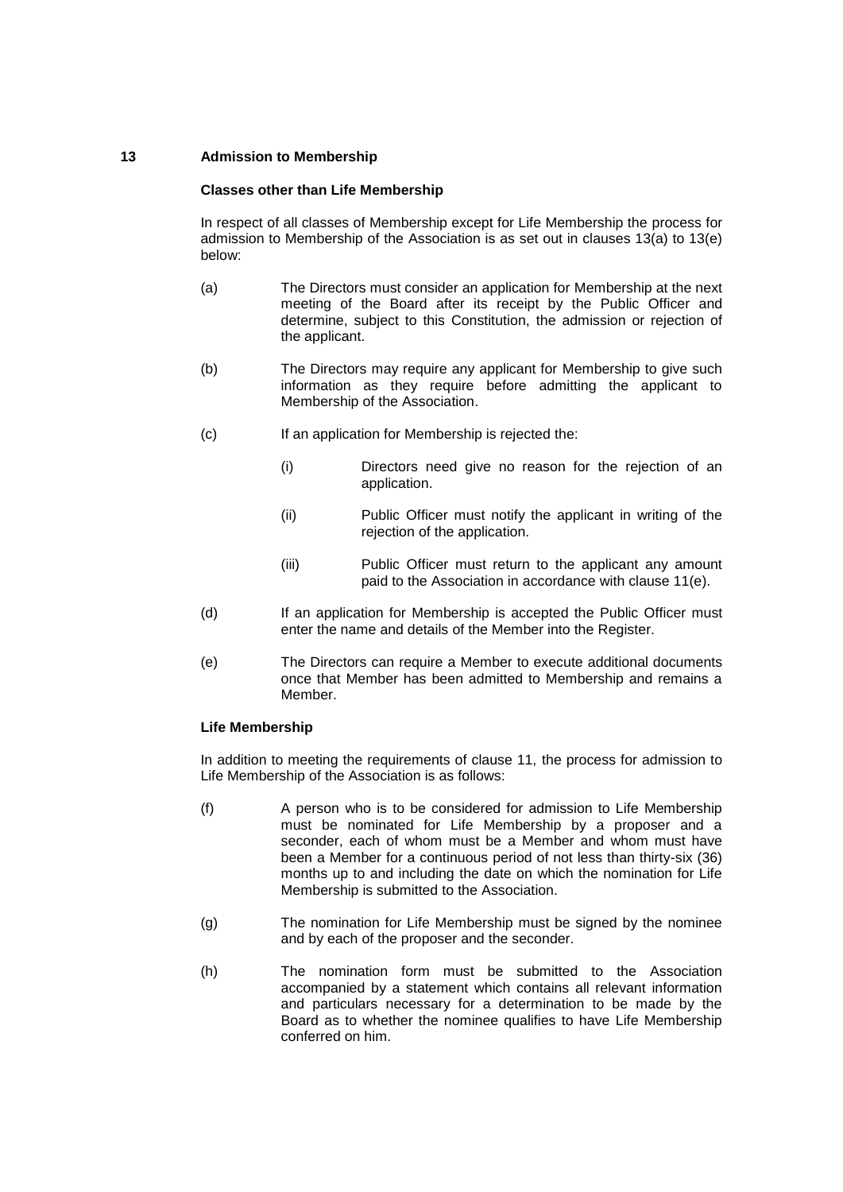## 13 Admission to Membership

### Classes other than Life Membership

In respect of all classes of Membership except for Life Membership the process for admission to Membership of the Association is as set out in clauses 13(a) to 13(e) below:

(a) The Directors must consider an application for Membership at the next meeting of the Board after its receipt by the Public Officer and determine, subject to this Constitution, the admission or rejection of the applicant.

(b) The Directors may require any applicant for Membership to give such information as they require before admitting the applicant to Membership of the Association.

(c) If an application for Membership is rejected the:

(i) Directors need give no reason for the rejection of an application.

(ii) Public Officer must notify the applicant in writing of the rejection of the application.

(iii) Public Officer must return to the applicant any amount paid to the Association in accordance with clause 11(e).

(d) If an application for Membership is accepted the Public Officer must enter the name and details of the Member into the Register.

(e) The Directors can require a Member to execute additional documents once that Member has been admitted to Membership and remains a Member.

### Life Membership

In addition to meeting the requirements of clause 11, the process for admission to Life Membership of the Association is as follows:

(f) A person who is to be considered for admission to Life Membership must be nominated for Life Membership by a proposer and a seconder, each of whom must be a Member and whom must have been a Member for a continuous period of not less than thirty-six (36) months up to and including the date on which the nomination for Life Membership is submitted to the Association.

(g) The nomination for Life Membership must be signed by the nominee and by each of the proposer and the seconder.

(h) The nomination form must be submitted to the Association accompanied by a statement which contains all relevant information and particulars necessary for a determination to be made by the Board as to whether the nominee qualifies to have Life Membership conferred on him.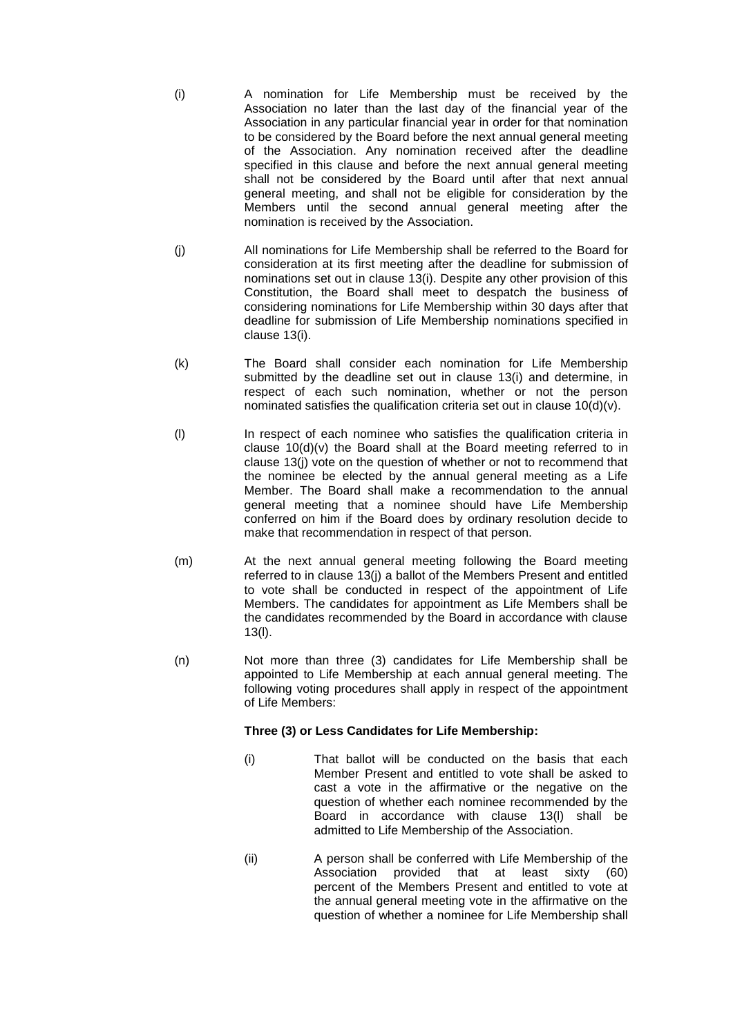(i) A nomination for Life Membership must be received by the Association no later than the last day of the financial year of the Association in any particular financial year in order for that nomination to be considered by the Board before the next annual general meeting of the Association. Any nomination received after the deadline specified in this clause and before the next annual general meeting shall not be considered by the Board until after that next annual general meeting, and shall not be eligible for consideration by the Members until the second annual general meeting after the nomination is received by the Association.

(j) All nominations for Life Membership shall be referred to the Board for consideration at its first meeting after the deadline for submission of nominations set out in clause 13(i). Despite any other provision of this Constitution, the Board shall meet to despatch the business of considering nominations for Life Membership within 30 days after that deadline for submission of Life Membership nominations specified in clause 13(i).

(k) The Board shall consider each nomination for Life Membership submitted by the deadline set out in clause 13(i) and determine, in respect of each such nomination, whether or not the person nominated satisfies the qualification criteria set out in clause 10(d)(v).

(l) In respect of each nominee who satisfies the qualification criteria in clause 10(d)(v) the Board shall at the Board meeting referred to in clause 13(j) vote on the question of whether or not to recommend that the nominee be elected by the annual general meeting as a Life Member. The Board shall make a recommendation to the annual general meeting that a nominee should have Life Membership conferred on him if the Board does by ordinary resolution decide to make that recommendation in respect of that person.

(m) At the next annual general meeting following the Board meeting referred to in clause 13(j) a ballot of the Members Present and entitled to vote shall be conducted in respect of the appointment of Life Members. The candidates for appointment as Life Members shall be the candidates recommended by the Board in accordance with clause 13(l).

(n) Not more than three (3) candidates for Life Membership shall be appointed to Life Membership at each annual general meeting. The following voting procedures shall apply in respect of the appointment of Life Members:

**Three (3) or Less Candidates for Life Membership:**

(i) That ballot will be conducted on the basis that each Member Present and entitled to vote shall be asked to cast a vote in the affirmative or the negative on the question of whether each nominee recommended by the Board in accordance with clause 13(l) shall be admitted to Life Membership of the Association.

(ii) A person shall be conferred with Life Membership of the Association provided that at least sixty (60) percent of the Members Present and entitled to vote at the annual general meeting vote in the affirmative on the question of whether a nominee for Life Membership shall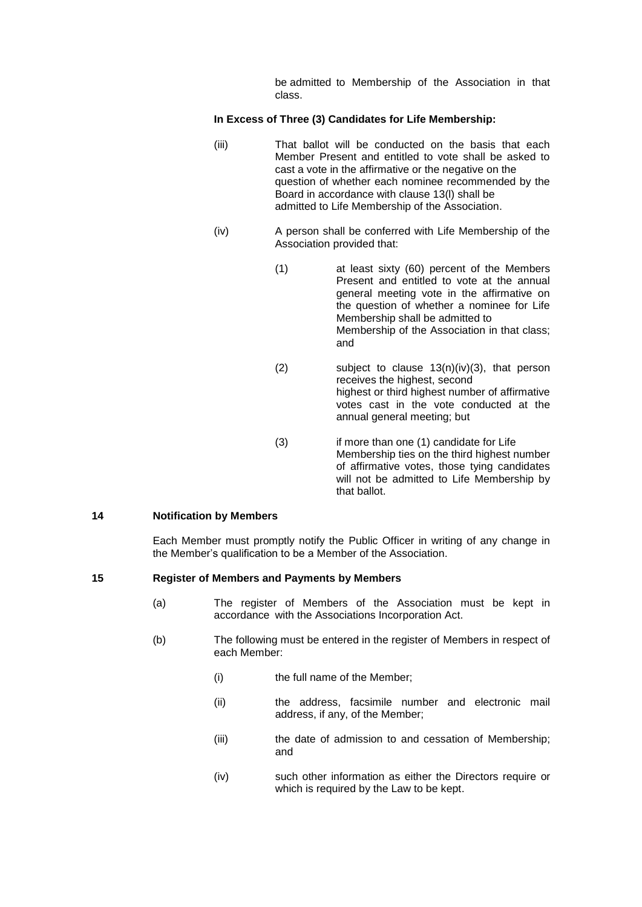be admitted to Membership of the Association in that class.

**In Excess of Three (3) Candidates for Life Membership:**

(iii) That ballot will be conducted on the basis that each Member Present and entitled to vote shall be asked to cast a vote in the affirmative or the negative on the question of whether each nominee recommended by the Board in accordance with clause 13(l) shall be admitted to Life Membership of the Association.

(iv) A person shall be conferred with Life Membership of the Association provided that:

(1) at least sixty (60) percent of the Members Present and entitled to vote at the annual general meeting vote in the affirmative on the question of whether a nominee for Life Membership shall be admitted to Membership of the Association in that class; and

(2) subject to clause 13(n)(iv)(3), that person receives the highest, second highest or third highest number of affirmative votes cast in the vote conducted at the annual general meeting; but

(3) if more than one (1) candidate for Life Membership ties on the third highest number of affirmative votes, those tying candidates will not be admitted to Life Membership by that ballot.

## 14 Notification by Members

Each Member must promptly notify the Public Officer in writing of any change in the Member's qualification to be a Member of the Association.

## 15 Register of Members and Payments by Members

(a) The register of Members of the Association must be kept in accordance with the Associations Incorporation Act.

(b) The following must be entered in the register of Members in respect of each Member:

(i) the full name of the Member;

(ii) the address, facsimile number and electronic mail address, if any, of the Member;

(iii) the date of admission to and cessation of Membership; and

(iv) such other information as either the Directors require or which is required by the Law to be kept.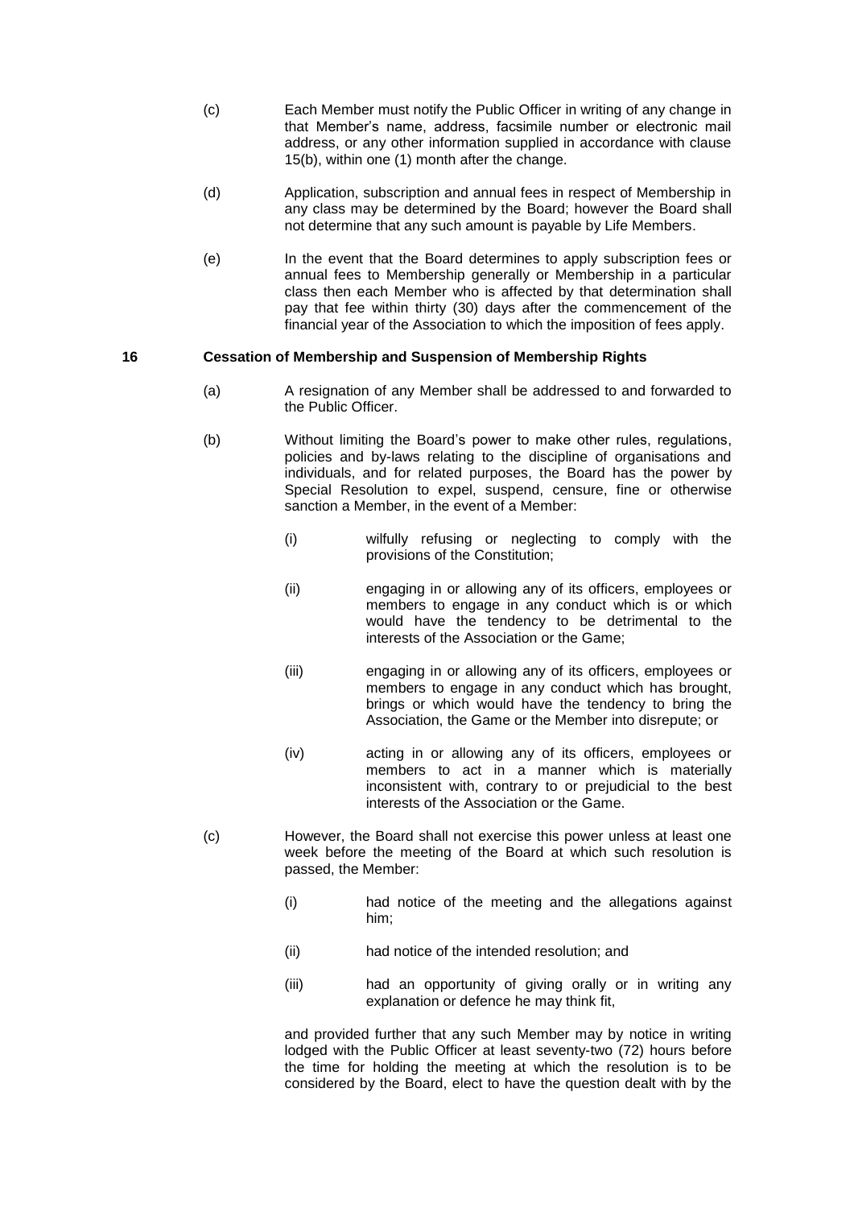(c) Each Member must notify the Public Officer in writing of any change in that Member's name, address, facsimile number or electronic mail address, or any other information supplied in accordance with clause 15(b), within one (1) month after the change.

(d) Application, subscription and annual fees in respect of Membership in any class may be determined by the Board; however the Board shall not determine that any such amount is payable by Life Members.

(e) In the event that the Board determines to apply subscription fees or annual fees to Membership generally or Membership in a particular class then each Member who is affected by that determination shall pay that fee within thirty (30) days after the commencement of the financial year of the Association to which the imposition of fees apply.

## 16 Cessation of Membership and Suspension of Membership Rights

(a) A resignation of any Member shall be addressed to and forwarded to the Public Officer.

(b) Without limiting the Board's power to make other rules, regulations, policies and by-laws relating to the discipline of organisations and individuals, and for related purposes, the Board has the power by Special Resolution to expel, suspend, censure, fine or otherwise sanction a Member, in the event of a Member:

   (i) wilfully refusing or neglecting to comply with the provisions of the Constitution;

   (ii) engaging in or allowing any of its officers, employees or members to engage in any conduct which is or which would have the tendency to be detrimental to the interests of the Association or the Game;

   (iii) engaging in or allowing any of its officers, employees or members to engage in any conduct which has brought, brings or which would have the tendency to bring the Association, the Game or the Member into disrepute; or

   (iv) acting in or allowing any of its officers, employees or members to act in a manner which is materially inconsistent with, contrary to or prejudicial to the best interests of the Association or the Game.

(c) However, the Board shall not exercise this power unless at least one week before the meeting of the Board at which such resolution is passed, the Member:

   (i) had notice of the meeting and the allegations against him;

   (ii) had notice of the intended resolution; and

   (iii) had an opportunity of giving orally or in writing any explanation or defence he may think fit,

   and provided further that any such Member may by notice in writing lodged with the Public Officer at least seventy-two (72) hours before the time for holding the meeting at which the resolution is to be considered by the Board, elect to have the question dealt with by the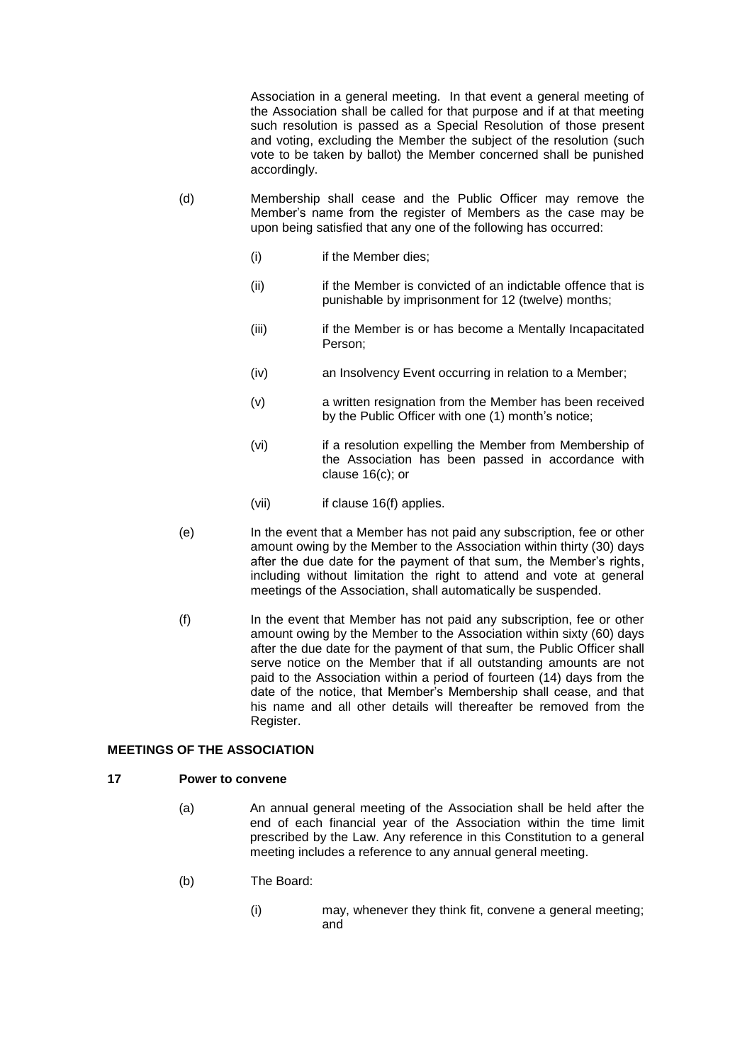Association in a general meeting. In that event a general meeting of the Association shall be called for that purpose and if at that meeting such resolution is passed as a Special Resolution of those present and voting, excluding the Member the subject of the resolution (such vote to be taken by ballot) the Member concerned shall be punished accordingly.

(d) Membership shall cease and the Public Officer may remove the Member's name from the register of Members as the case may be upon being satisfied that any one of the following has occurred:

  (i) if the Member dies;

  (ii) if the Member is convicted of an indictable offence that is punishable by imprisonment for 12 (twelve) months;

  (iii) if the Member is or has become a Mentally Incapacitated Person;

  (iv) an Insolvency Event occurring in relation to a Member;

  (v) a written resignation from the Member has been received by the Public Officer with one (1) month's notice;

  (vi) if a resolution expelling the Member from Membership of the Association has been passed in accordance with clause 16(c); or

  (vii) if clause 16(f) applies.

(e) In the event that a Member has not paid any subscription, fee or other amount owing by the Member to the Association within thirty (30) days after the due date for the payment of that sum, the Member's rights, including without limitation the right to attend and vote at general meetings of the Association, shall automatically be suspended.

(f) In the event that Member has not paid any subscription, fee or other amount owing by the Member to the Association within sixty (60) days after the due date for the payment of that sum, the Public Officer shall serve notice on the Member that if all outstanding amounts are not paid to the Association within a period of fourteen (14) days from the date of the notice, that Member's Membership shall cease, and that his name and all other details will thereafter be removed from the Register.

## MEETINGS OF THE ASSOCIATION

### 17 Power to convene

(a) An annual general meeting of the Association shall be held after the end of each financial year of the Association within the time limit prescribed by the Law. Any reference in this Constitution to a general meeting includes a reference to any annual general meeting.

(b) The Board:

  (i) may, whenever they think fit, convene a general meeting; and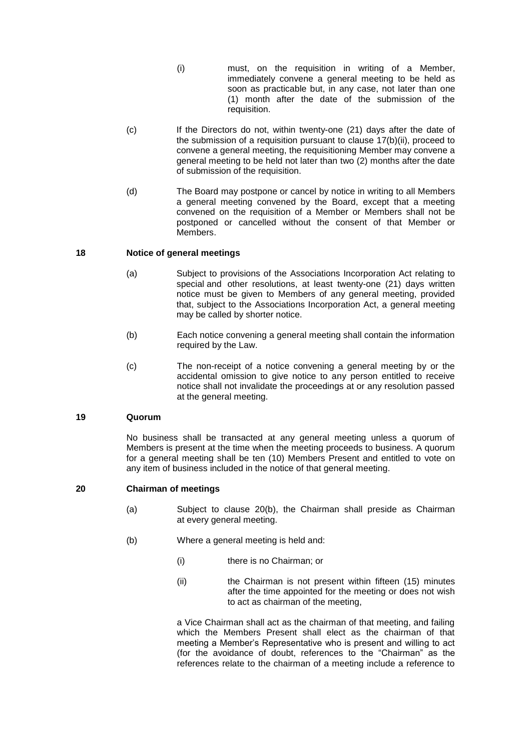(i) must, on the requisition in writing of a Member, immediately convene a general meeting to be held as soon as practicable but, in any case, not later than one (1) month after the date of the submission of the requisition.

(c) If the Directors do not, within twenty-one (21) days after the date of the submission of a requisition pursuant to clause 17(b)(ii), proceed to convene a general meeting, the requisitioning Member may convene a general meeting to be held not later than two (2) months after the date of submission of the requisition.

(d) The Board may postpone or cancel by notice in writing to all Members a general meeting convened by the Board, except that a meeting convened on the requisition of a Member or Members shall not be postponed or cancelled without the consent of that Member or Members.

## 18 Notice of general meetings

(a) Subject to provisions of the Associations Incorporation Act relating to special and other resolutions, at least twenty-one (21) days written notice must be given to Members of any general meeting, provided that, subject to the Associations Incorporation Act, a general meeting may be called by shorter notice.

(b) Each notice convening a general meeting shall contain the information required by the Law.

(c) The non-receipt of a notice convening a general meeting by or the accidental omission to give notice to any person entitled to receive notice shall not invalidate the proceedings at or any resolution passed at the general meeting.

## 19 Quorum

No business shall be transacted at any general meeting unless a quorum of Members is present at the time when the meeting proceeds to business. A quorum for a general meeting shall be ten (10) Members Present and entitled to vote on any item of business included in the notice of that general meeting.

## 20 Chairman of meetings

(a) Subject to clause 20(b), the Chairman shall preside as Chairman at every general meeting.

(b) Where a general meeting is held and:

(i) there is no Chairman; or

(ii) the Chairman is not present within fifteen (15) minutes after the time appointed for the meeting or does not wish to act as chairman of the meeting,

a Vice Chairman shall act as the chairman of that meeting, and failing which the Members Present shall elect as the chairman of that meeting a Member's Representative who is present and willing to act (for the avoidance of doubt, references to the "Chairman" as the references relate to the chairman of a meeting include a reference to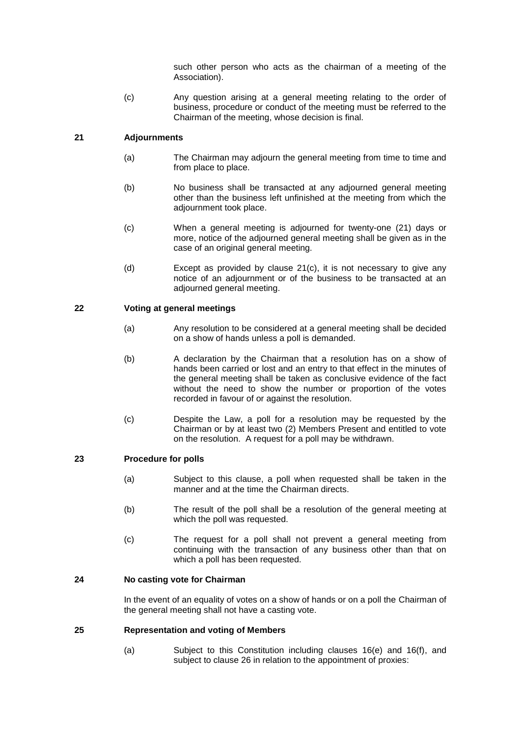such other person who acts as the chairman of a meeting of the Association).

(c) Any question arising at a general meeting relating to the order of business, procedure or conduct of the meeting must be referred to the Chairman of the meeting, whose decision is final.

## 21 Adjournments

(a) The Chairman may adjourn the general meeting from time to time and from place to place.

(b) No business shall be transacted at any adjourned general meeting other than the business left unfinished at the meeting from which the adjournment took place.

(c) When a general meeting is adjourned for twenty-one (21) days or more, notice of the adjourned general meeting shall be given as in the case of an original general meeting.

(d) Except as provided by clause 21(c), it is not necessary to give any notice of an adjournment or of the business to be transacted at an adjourned general meeting.

## 22 Voting at general meetings

(a) Any resolution to be considered at a general meeting shall be decided on a show of hands unless a poll is demanded.

(b) A declaration by the Chairman that a resolution has on a show of hands been carried or lost and an entry to that effect in the minutes of the general meeting shall be taken as conclusive evidence of the fact without the need to show the number or proportion of the votes recorded in favour of or against the resolution.

(c) Despite the Law, a poll for a resolution may be requested by the Chairman or by at least two (2) Members Present and entitled to vote on the resolution. A request for a poll may be withdrawn.

## 23 Procedure for polls

(a) Subject to this clause, a poll when requested shall be taken in the manner and at the time the Chairman directs.

(b) The result of the poll shall be a resolution of the general meeting at which the poll was requested.

(c) The request for a poll shall not prevent a general meeting from continuing with the transaction of any business other than that on which a poll has been requested.

## 24 No casting vote for Chairman

In the event of an equality of votes on a show of hands or on a poll the Chairman of the general meeting shall not have a casting vote.

## 25 Representation and voting of Members

(a) Subject to this Constitution including clauses 16(e) and 16(f), and subject to clause 26 in relation to the appointment of proxies: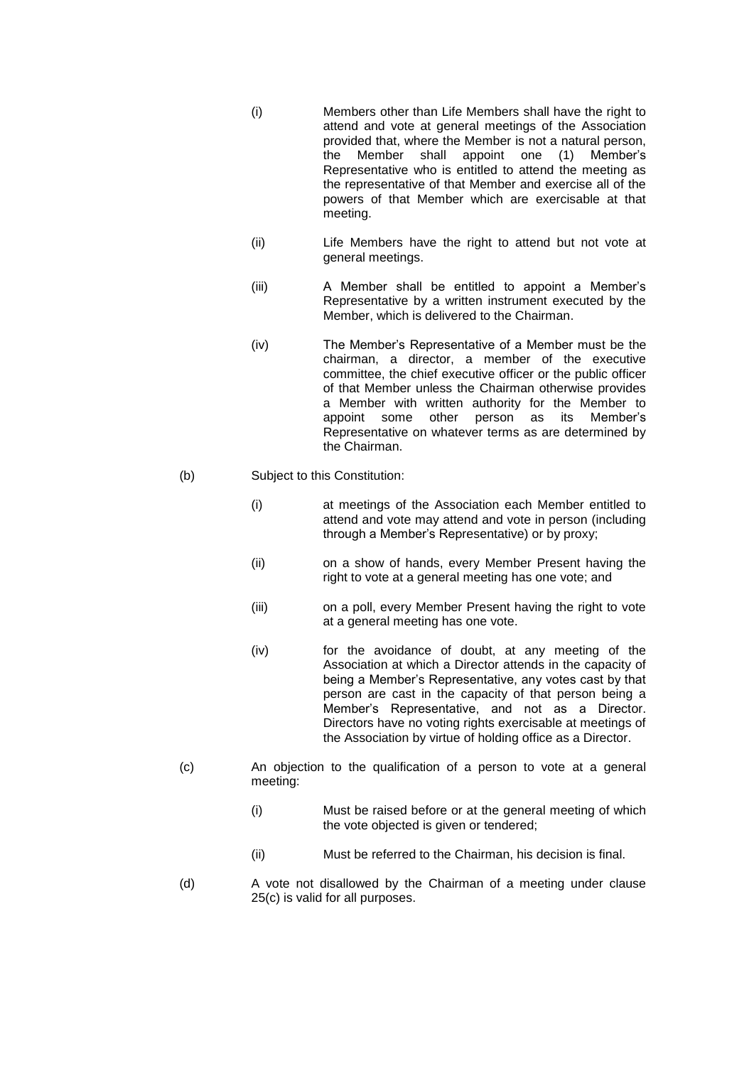(i) Members other than Life Members shall have the right to attend and vote at general meetings of the Association provided that, where the Member is not a natural person, the Member shall appoint one (1) Member's Representative who is entitled to attend the meeting as the representative of that Member and exercise all of the powers of that Member which are exercisable at that meeting.

(ii) Life Members have the right to attend but not vote at general meetings.

(iii) A Member shall be entitled to appoint a Member's Representative by a written instrument executed by the Member, which is delivered to the Chairman.

(iv) The Member's Representative of a Member must be the chairman, a director, a member of the executive committee, the chief executive officer or the public officer of that Member unless the Chairman otherwise provides a Member with written authority for the Member to appoint some other person as its Member's Representative on whatever terms as are determined by the Chairman.

(b) Subject to this Constitution:

(i) at meetings of the Association each Member entitled to attend and vote may attend and vote in person (including through a Member's Representative) or by proxy;

(ii) on a show of hands, every Member Present having the right to vote at a general meeting has one vote; and

(iii) on a poll, every Member Present having the right to vote at a general meeting has one vote.

(iv) for the avoidance of doubt, at any meeting of the Association at which a Director attends in the capacity of being a Member's Representative, any votes cast by that person are cast in the capacity of that person being a Member's Representative, and not as a Director. Directors have no voting rights exercisable at meetings of the Association by virtue of holding office as a Director.

(c) An objection to the qualification of a person to vote at a general meeting:

(i) Must be raised before or at the general meeting of which the vote objected is given or tendered;

(ii) Must be referred to the Chairman, his decision is final.

(d) A vote not disallowed by the Chairman of a meeting under clause 25(c) is valid for all purposes.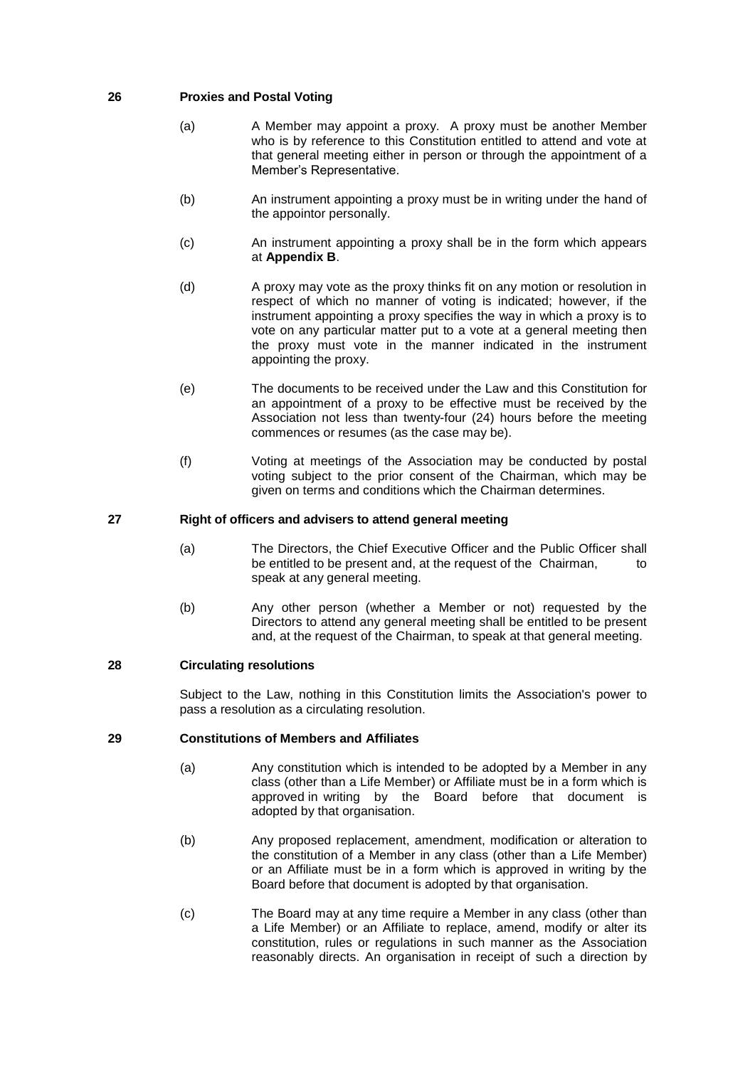## 26 Proxies and Postal Voting

(a) A Member may appoint a proxy. A proxy must be another Member who is by reference to this Constitution entitled to attend and vote at that general meeting either in person or through the appointment of a Member's Representative.

(b) An instrument appointing a proxy must be in writing under the hand of the appointor personally.

(c) An instrument appointing a proxy shall be in the form which appears at **Appendix B**.

(d) A proxy may vote as the proxy thinks fit on any motion or resolution in respect of which no manner of voting is indicated; however, if the instrument appointing a proxy specifies the way in which a proxy is to vote on any particular matter put to a vote at a general meeting then the proxy must vote in the manner indicated in the instrument appointing the proxy.

(e) The documents to be received under the Law and this Constitution for an appointment of a proxy to be effective must be received by the Association not less than twenty-four (24) hours before the meeting commences or resumes (as the case may be).

(f) Voting at meetings of the Association may be conducted by postal voting subject to the prior consent of the Chairman, which may be given on terms and conditions which the Chairman determines.

## 27 Right of officers and advisers to attend general meeting

(a) The Directors, the Chief Executive Officer and the Public Officer shall be entitled to be present and, at the request of the Chairman, to speak at any general meeting.

(b) Any other person (whether a Member or not) requested by the Directors to attend any general meeting shall be entitled to be present and, at the request of the Chairman, to speak at that general meeting.

## 28 Circulating resolutions

Subject to the Law, nothing in this Constitution limits the Association's power to pass a resolution as a circulating resolution.

## 29 Constitutions of Members and Affiliates

(a) Any constitution which is intended to be adopted by a Member in any class (other than a Life Member) or Affiliate must be in a form which is approved in writing by the Board before that document is adopted by that organisation.

(b) Any proposed replacement, amendment, modification or alteration to the constitution of a Member in any class (other than a Life Member) or an Affiliate must be in a form which is approved in writing by the Board before that document is adopted by that organisation.

(c) The Board may at any time require a Member in any class (other than a Life Member) or an Affiliate to replace, amend, modify or alter its constitution, rules or regulations in such manner as the Association reasonably directs. An organisation in receipt of such a direction by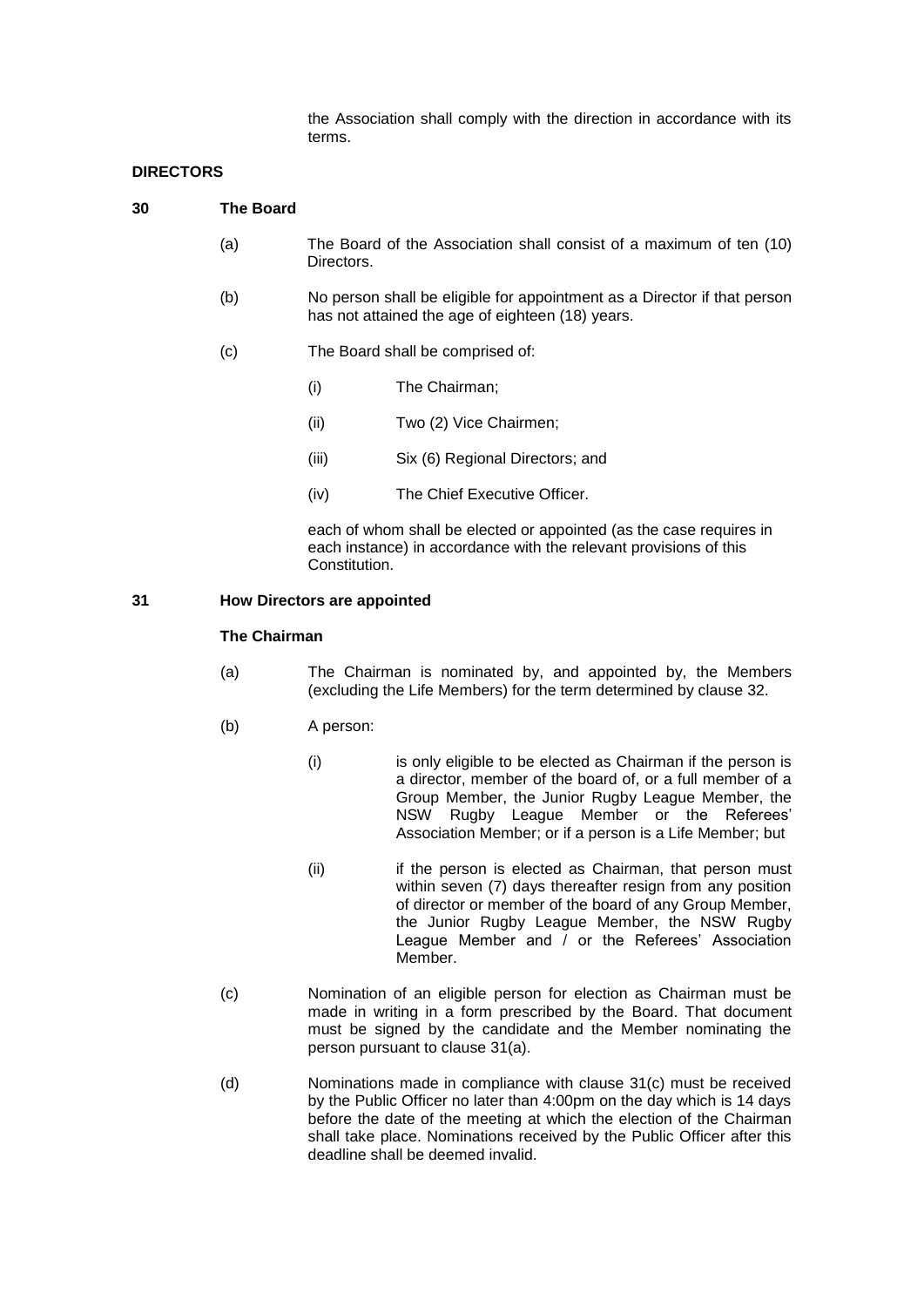the Association shall comply with the direction in accordance with its terms.

## DIRECTORS

### 30 The Board

(a) The Board of the Association shall consist of a maximum of ten (10) Directors.

(b) No person shall be eligible for appointment as a Director if that person has not attained the age of eighteen (18) years.

(c) The Board shall be comprised of:

  (i) The Chairman;

  (ii) Two (2) Vice Chairmen;

  (iii) Six (6) Regional Directors; and

  (iv) The Chief Executive Officer.

each of whom shall be elected or appointed (as the case requires in each instance) in accordance with the relevant provisions of this Constitution.

### 31 How Directors are appointed

**The Chairman**

(a) The Chairman is nominated by, and appointed by, the Members (excluding the Life Members) for the term determined by clause 32.

(b) A person:

  (i) is only eligible to be elected as Chairman if the person is a director, member of the board of, or a full member of a Group Member, the Junior Rugby League Member, the NSW Rugby League Member or the Referees' Association Member; or if a person is a Life Member; but

  (ii) if the person is elected as Chairman, that person must within seven (7) days thereafter resign from any position of director or member of the board of any Group Member, the Junior Rugby League Member, the NSW Rugby League Member and / or the Referees' Association Member.

(c) Nomination of an eligible person for election as Chairman must be made in writing in a form prescribed by the Board. That document must be signed by the candidate and the Member nominating the person pursuant to clause 31(a).

(d) Nominations made in compliance with clause 31(c) must be received by the Public Officer no later than 4:00pm on the day which is 14 days before the date of the meeting at which the election of the Chairman shall take place. Nominations received by the Public Officer after this deadline shall be deemed invalid.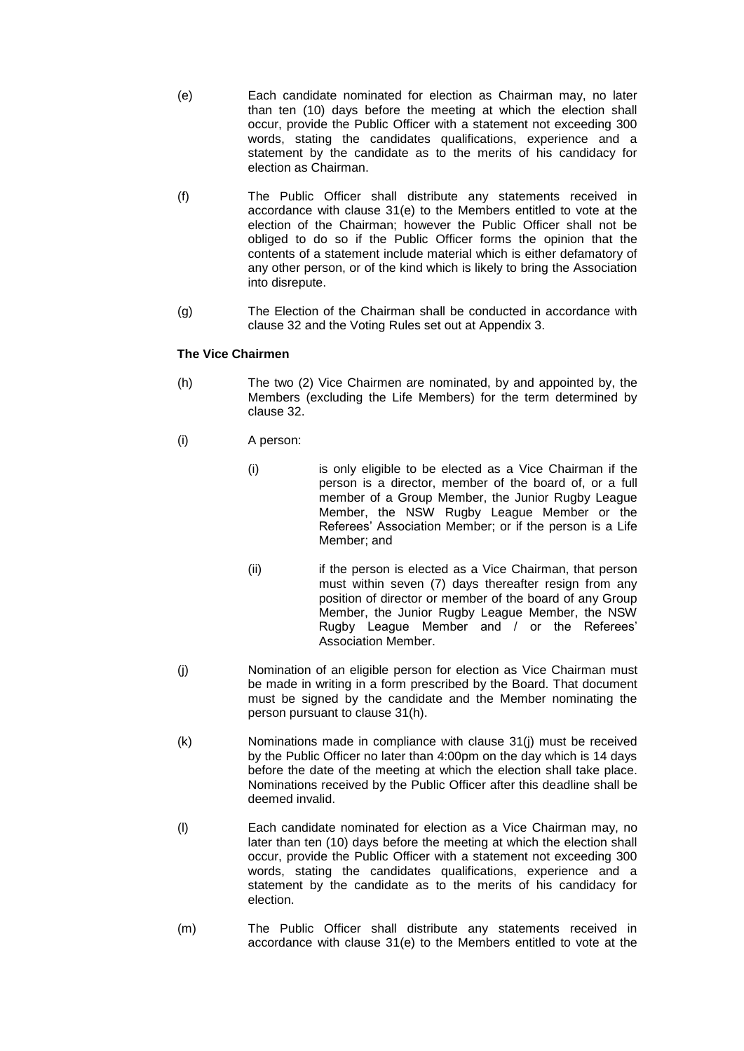(e) Each candidate nominated for election as Chairman may, no later than ten (10) days before the meeting at which the election shall occur, provide the Public Officer with a statement not exceeding 300 words, stating the candidates qualifications, experience and a statement by the candidate as to the merits of his candidacy for election as Chairman.

(f) The Public Officer shall distribute any statements received in accordance with clause 31(e) to the Members entitled to vote at the election of the Chairman; however the Public Officer shall not be obliged to do so if the Public Officer forms the opinion that the contents of a statement include material which is either defamatory of any other person, or of the kind which is likely to bring the Association into disrepute.

(g) The Election of the Chairman shall be conducted in accordance with clause 32 and the Voting Rules set out at Appendix 3.

**The Vice Chairmen**

(h) The two (2) Vice Chairmen are nominated, by and appointed by, the Members (excluding the Life Members) for the term determined by clause 32.

(i) A person:

  (i) is only eligible to be elected as a Vice Chairman if the person is a director, member of the board of, or a full member of a Group Member, the Junior Rugby League Member, the NSW Rugby League Member or the Referees' Association Member; or if the person is a Life Member; and

  (ii) if the person is elected as a Vice Chairman, that person must within seven (7) days thereafter resign from any position of director or member of the board of any Group Member, the Junior Rugby League Member, the NSW Rugby League Member and / or the Referees' Association Member.

(j) Nomination of an eligible person for election as Vice Chairman must be made in writing in a form prescribed by the Board. That document must be signed by the candidate and the Member nominating the person pursuant to clause 31(h).

(k) Nominations made in compliance with clause 31(j) must be received by the Public Officer no later than 4:00pm on the day which is 14 days before the date of the meeting at which the election shall take place. Nominations received by the Public Officer after this deadline shall be deemed invalid.

(l) Each candidate nominated for election as a Vice Chairman may, no later than ten (10) days before the meeting at which the election shall occur, provide the Public Officer with a statement not exceeding 300 words, stating the candidates qualifications, experience and a statement by the candidate as to the merits of his candidacy for election.

(m) The Public Officer shall distribute any statements received in accordance with clause 31(e) to the Members entitled to vote at the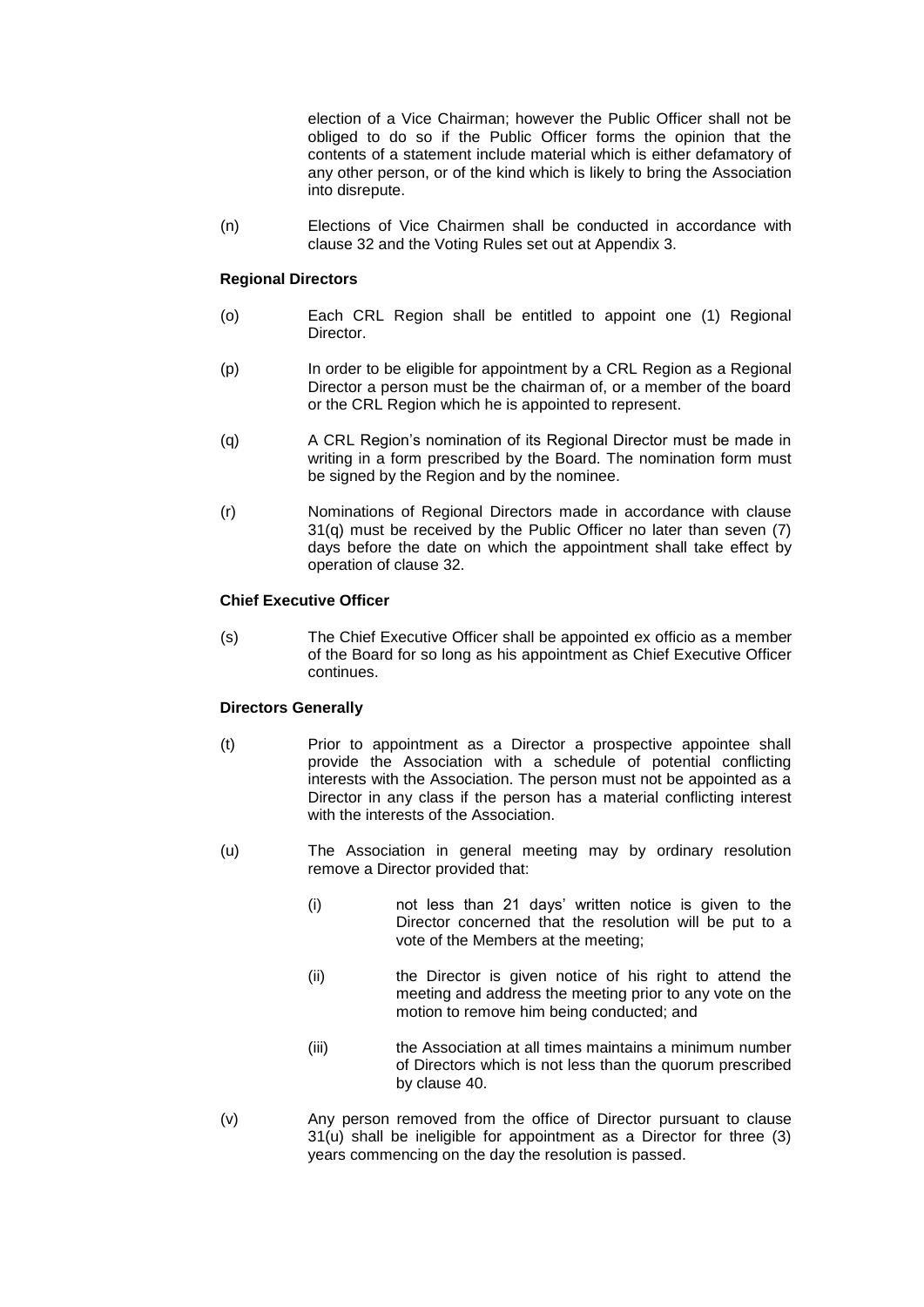election of a Vice Chairman; however the Public Officer shall not be obliged to do so if the Public Officer forms the opinion that the contents of a statement include material which is either defamatory of any other person, or of the kind which is likely to bring the Association into disrepute.

(n) Elections of Vice Chairmen shall be conducted in accordance with clause 32 and the Voting Rules set out at Appendix 3.

**Regional Directors**

(o) Each CRL Region shall be entitled to appoint one (1) Regional Director.

(p) In order to be eligible for appointment by a CRL Region as a Regional Director a person must be the chairman of, or a member of the board or the CRL Region which he is appointed to represent.

(q) A CRL Region's nomination of its Regional Director must be made in writing in a form prescribed by the Board. The nomination form must be signed by the Region and by the nominee.

(r) Nominations of Regional Directors made in accordance with clause 31(q) must be received by the Public Officer no later than seven (7) days before the date on which the appointment shall take effect by operation of clause 32.

**Chief Executive Officer**

(s) The Chief Executive Officer shall be appointed ex officio as a member of the Board for so long as his appointment as Chief Executive Officer continues.

**Directors Generally**

(t) Prior to appointment as a Director a prospective appointee shall provide the Association with a schedule of potential conflicting interests with the Association. The person must not be appointed as a Director in any class if the person has a material conflicting interest with the interests of the Association.

(u) The Association in general meeting may by ordinary resolution remove a Director provided that:

   (i) not less than 21 days' written notice is given to the Director concerned that the resolution will be put to a vote of the Members at the meeting;

   (ii) the Director is given notice of his right to attend the meeting and address the meeting prior to any vote on the motion to remove him being conducted; and

   (iii) the Association at all times maintains a minimum number of Directors which is not less than the quorum prescribed by clause 40.

(v) Any person removed from the office of Director pursuant to clause 31(u) shall be ineligible for appointment as a Director for three (3) years commencing on the day the resolution is passed.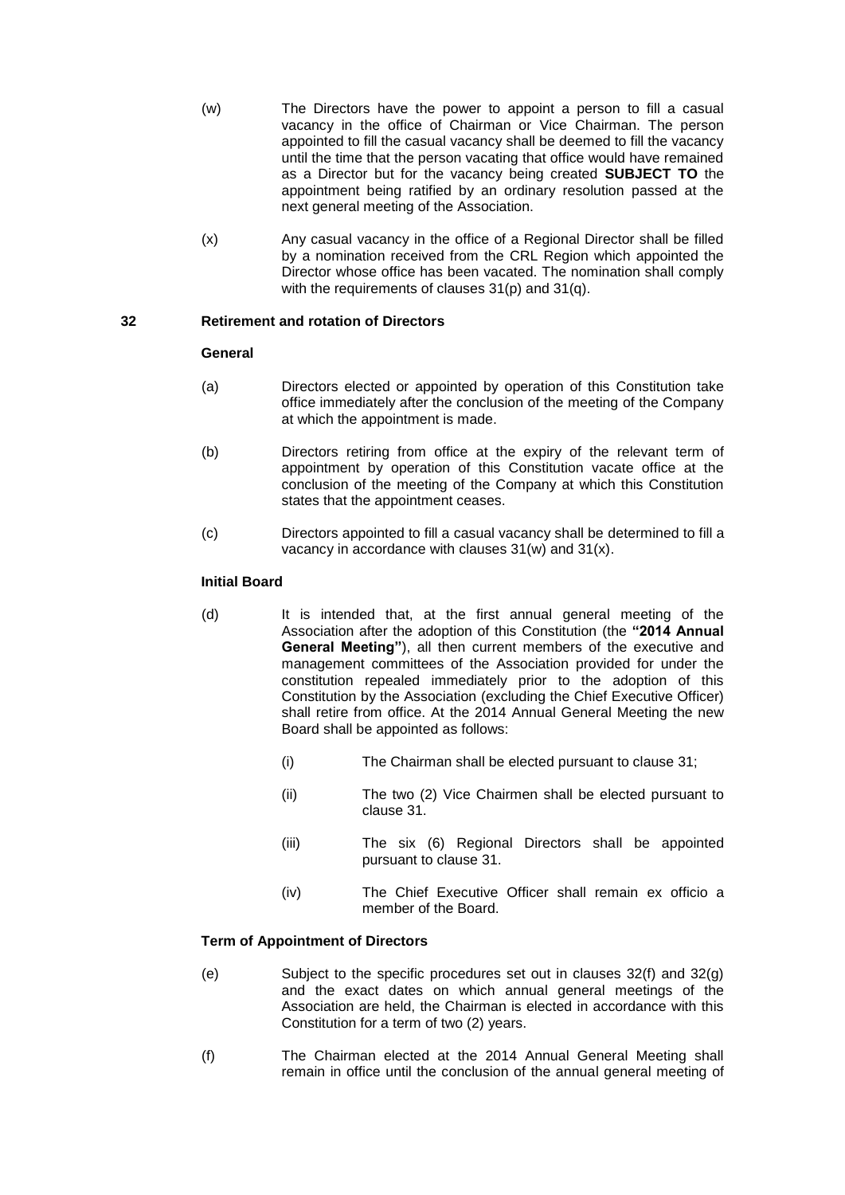(w) The Directors have the power to appoint a person to fill a casual vacancy in the office of Chairman or Vice Chairman. The person appointed to fill the casual vacancy shall be deemed to fill the vacancy until the time that the person vacating that office would have remained as a Director but for the vacancy being created **SUBJECT TO** the appointment being ratified by an ordinary resolution passed at the next general meeting of the Association.

(x) Any casual vacancy in the office of a Regional Director shall be filled by a nomination received from the CRL Region which appointed the Director whose office has been vacated. The nomination shall comply with the requirements of clauses 31(p) and 31(q).

## 32 Retirement and rotation of Directors

**General**

(a) Directors elected or appointed by operation of this Constitution take office immediately after the conclusion of the meeting of the Company at which the appointment is made.

(b) Directors retiring from office at the expiry of the relevant term of appointment by operation of this Constitution vacate office at the conclusion of the meeting of the Company at which this Constitution states that the appointment ceases.

(c) Directors appointed to fill a casual vacancy shall be determined to fill a vacancy in accordance with clauses 31(w) and 31(x).

**Initial Board**

(d) It is intended that, at the first annual general meeting of the Association after the adoption of this Constitution (the **"2014 Annual General Meeting"**), all then current members of the executive and management committees of the Association provided for under the constitution repealed immediately prior to the adoption of this Constitution by the Association (excluding the Chief Executive Officer) shall retire from office. At the 2014 Annual General Meeting the new Board shall be appointed as follows:

   (i) The Chairman shall be elected pursuant to clause 31;

   (ii) The two (2) Vice Chairmen shall be elected pursuant to clause 31.

   (iii) The six (6) Regional Directors shall be appointed pursuant to clause 31.

   (iv) The Chief Executive Officer shall remain ex officio a member of the Board.

**Term of Appointment of Directors**

(e) Subject to the specific procedures set out in clauses 32(f) and 32(g) and the exact dates on which annual general meetings of the Association are held, the Chairman is elected in accordance with this Constitution for a term of two (2) years.

(f) The Chairman elected at the 2014 Annual General Meeting shall remain in office until the conclusion of the annual general meeting of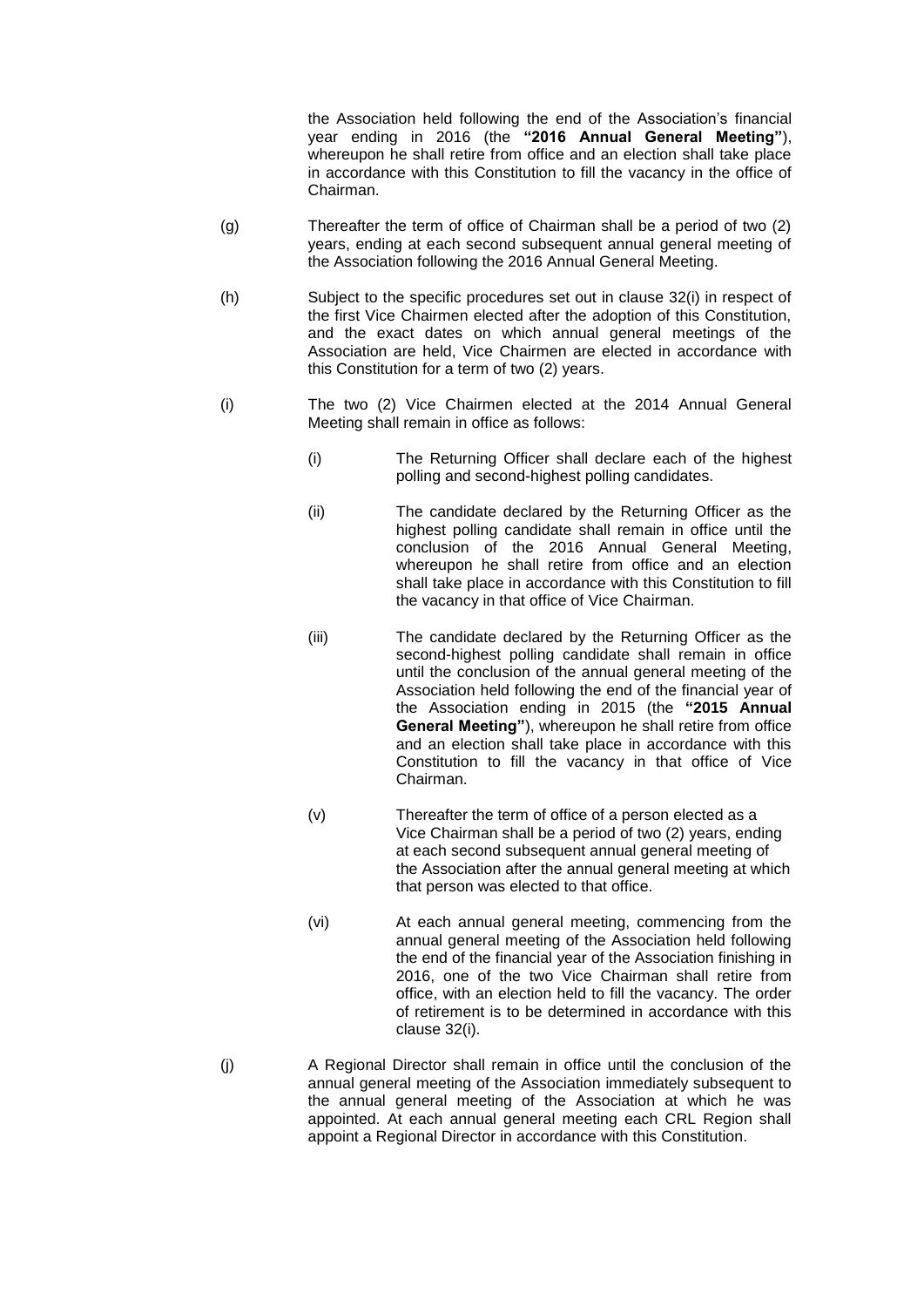the Association held following the end of the Association's financial year ending in 2016 (the **"2016 Annual General Meeting"**), whereupon he shall retire from office and an election shall take place in accordance with this Constitution to fill the vacancy in the office of Chairman.

(g) Thereafter the term of office of Chairman shall be a period of two (2) years, ending at each second subsequent annual general meeting of the Association following the 2016 Annual General Meeting.

(h) Subject to the specific procedures set out in clause 32(i) in respect of the first Vice Chairmen elected after the adoption of this Constitution, and the exact dates on which annual general meetings of the Association are held, Vice Chairmen are elected in accordance with this Constitution for a term of two (2) years.

(i) The two (2) Vice Chairmen elected at the 2014 Annual General Meeting shall remain in office as follows:

   (i) The Returning Officer shall declare each of the highest polling and second-highest polling candidates.

   (ii) The candidate declared by the Returning Officer as the highest polling candidate shall remain in office until the conclusion of the 2016 Annual General Meeting, whereupon he shall retire from office and an election shall take place in accordance with this Constitution to fill the vacancy in that office of Vice Chairman.

   (iii) The candidate declared by the Returning Officer as the second-highest polling candidate shall remain in office until the conclusion of the annual general meeting of the Association held following the end of the financial year of the Association ending in 2015 (the **"2015 Annual General Meeting"**), whereupon he shall retire from office and an election shall take place in accordance with this Constitution to fill the vacancy in that office of Vice Chairman.

   (v) Thereafter the term of office of a person elected as a Vice Chairman shall be a period of two (2) years, ending at each second subsequent annual general meeting of the Association after the annual general meeting at which that person was elected to that office.

   (vi) At each annual general meeting, commencing from the annual general meeting of the Association held following the end of the financial year of the Association finishing in 2016, one of the two Vice Chairman shall retire from office, with an election held to fill the vacancy. The order of retirement is to be determined in accordance with this clause 32(i).

(j) A Regional Director shall remain in office until the conclusion of the annual general meeting of the Association immediately subsequent to the annual general meeting of the Association at which he was appointed. At each annual general meeting each CRL Region shall appoint a Regional Director in accordance with this Constitution.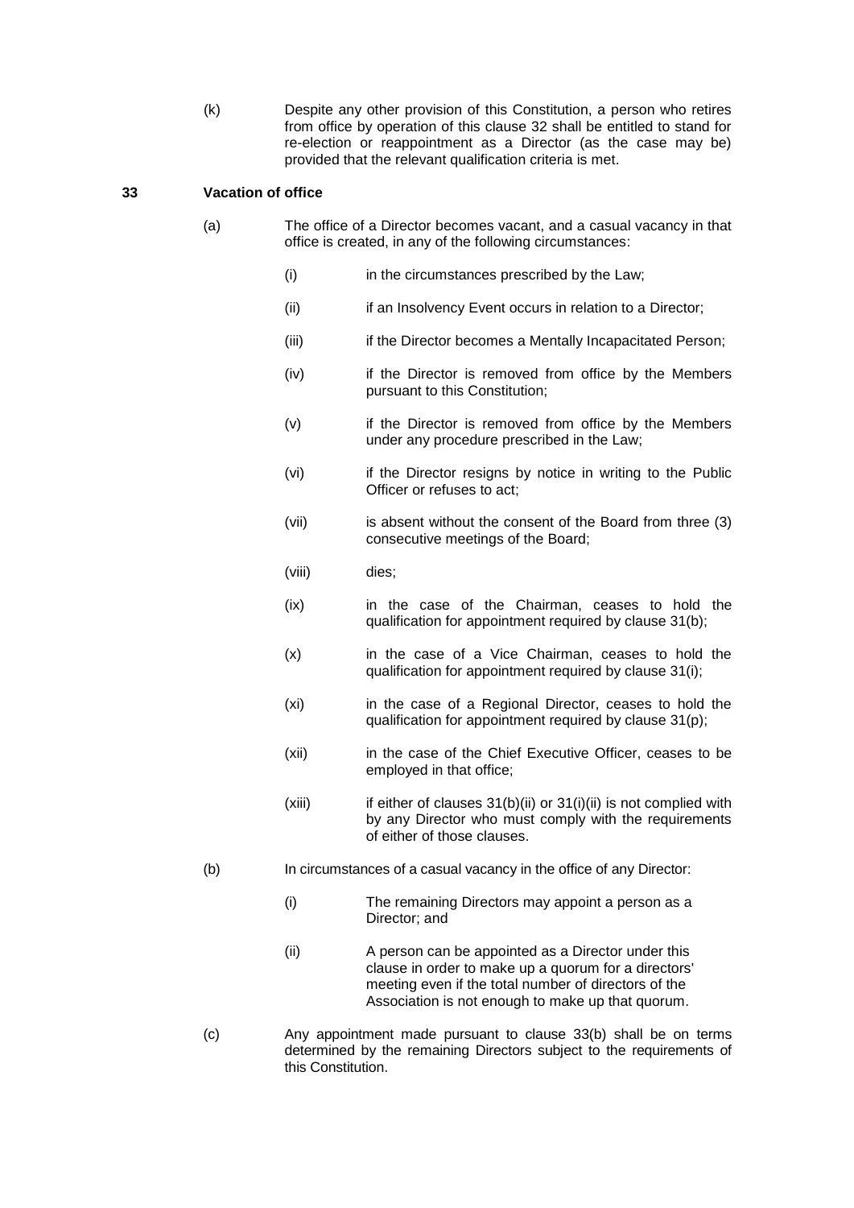(k) Despite any other provision of this Constitution, a person who retires from office by operation of this clause 32 shall be entitled to stand for re-election or reappointment as a Director (as the case may be) provided that the relevant qualification criteria is met.

## 33 Vacation of office

(a) The office of a Director becomes vacant, and a casual vacancy in that office is created, in any of the following circumstances:

- (i) in the circumstances prescribed by the Law;
- (ii) if an Insolvency Event occurs in relation to a Director;
- (iii) if the Director becomes a Mentally Incapacitated Person;
- (iv) if the Director is removed from office by the Members pursuant to this Constitution;
- (v) if the Director is removed from office by the Members under any procedure prescribed in the Law;
- (vi) if the Director resigns by notice in writing to the Public Officer or refuses to act;
- (vii) is absent without the consent of the Board from three (3) consecutive meetings of the Board;
- (viii) dies;
- (ix) in the case of the Chairman, ceases to hold the qualification for appointment required by clause 31(b);
- (x) in the case of a Vice Chairman, ceases to hold the qualification for appointment required by clause 31(i);
- (xi) in the case of a Regional Director, ceases to hold the qualification for appointment required by clause 31(p);
- (xii) in the case of the Chief Executive Officer, ceases to be employed in that office;
- (xiii) if either of clauses 31(b)(ii) or 31(i)(ii) is not complied with by any Director who must comply with the requirements of either of those clauses.

(b) In circumstances of a casual vacancy in the office of any Director:

- (i) The remaining Directors may appoint a person as a Director; and
- (ii) A person can be appointed as a Director under this clause in order to make up a quorum for a directors' meeting even if the total number of directors of the Association is not enough to make up that quorum.

(c) Any appointment made pursuant to clause 33(b) shall be on terms determined by the remaining Directors subject to the requirements of this Constitution.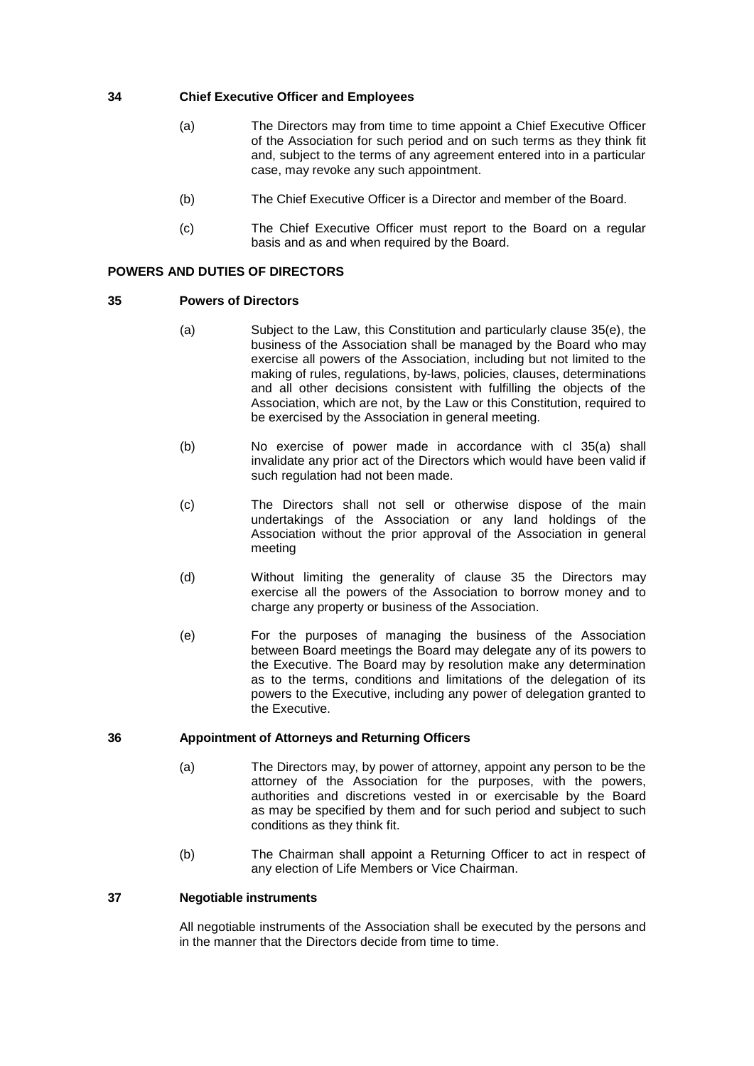**34 Chief Executive Officer and Employees**

(a) The Directors may from time to time appoint a Chief Executive Officer of the Association for such period and on such terms as they think fit and, subject to the terms of any agreement entered into in a particular case, may revoke any such appointment.

(b) The Chief Executive Officer is a Director and member of the Board.

(c) The Chief Executive Officer must report to the Board on a regular basis and as and when required by the Board.

**POWERS AND DUTIES OF DIRECTORS**

**35 Powers of Directors**

(a) Subject to the Law, this Constitution and particularly clause 35(e), the business of the Association shall be managed by the Board who may exercise all powers of the Association, including but not limited to the making of rules, regulations, by-laws, policies, clauses, determinations and all other decisions consistent with fulfilling the objects of the Association, which are not, by the Law or this Constitution, required to be exercised by the Association in general meeting.

(b) No exercise of power made in accordance with cl 35(a) shall invalidate any prior act of the Directors which would have been valid if such regulation had not been made.

(c) The Directors shall not sell or otherwise dispose of the main undertakings of the Association or any land holdings of the Association without the prior approval of the Association in general meeting

(d) Without limiting the generality of clause 35 the Directors may exercise all the powers of the Association to borrow money and to charge any property or business of the Association.

(e) For the purposes of managing the business of the Association between Board meetings the Board may delegate any of its powers to the Executive. The Board may by resolution make any determination as to the terms, conditions and limitations of the delegation of its powers to the Executive, including any power of delegation granted to the Executive.

**36 Appointment of Attorneys and Returning Officers**

(a) The Directors may, by power of attorney, appoint any person to be the attorney of the Association for the purposes, with the powers, authorities and discretions vested in or exercisable by the Board as may be specified by them and for such period and subject to such conditions as they think fit.

(b) The Chairman shall appoint a Returning Officer to act in respect of any election of Life Members or Vice Chairman.

**37 Negotiable instruments**

All negotiable instruments of the Association shall be executed by the persons and in the manner that the Directors decide from time to time.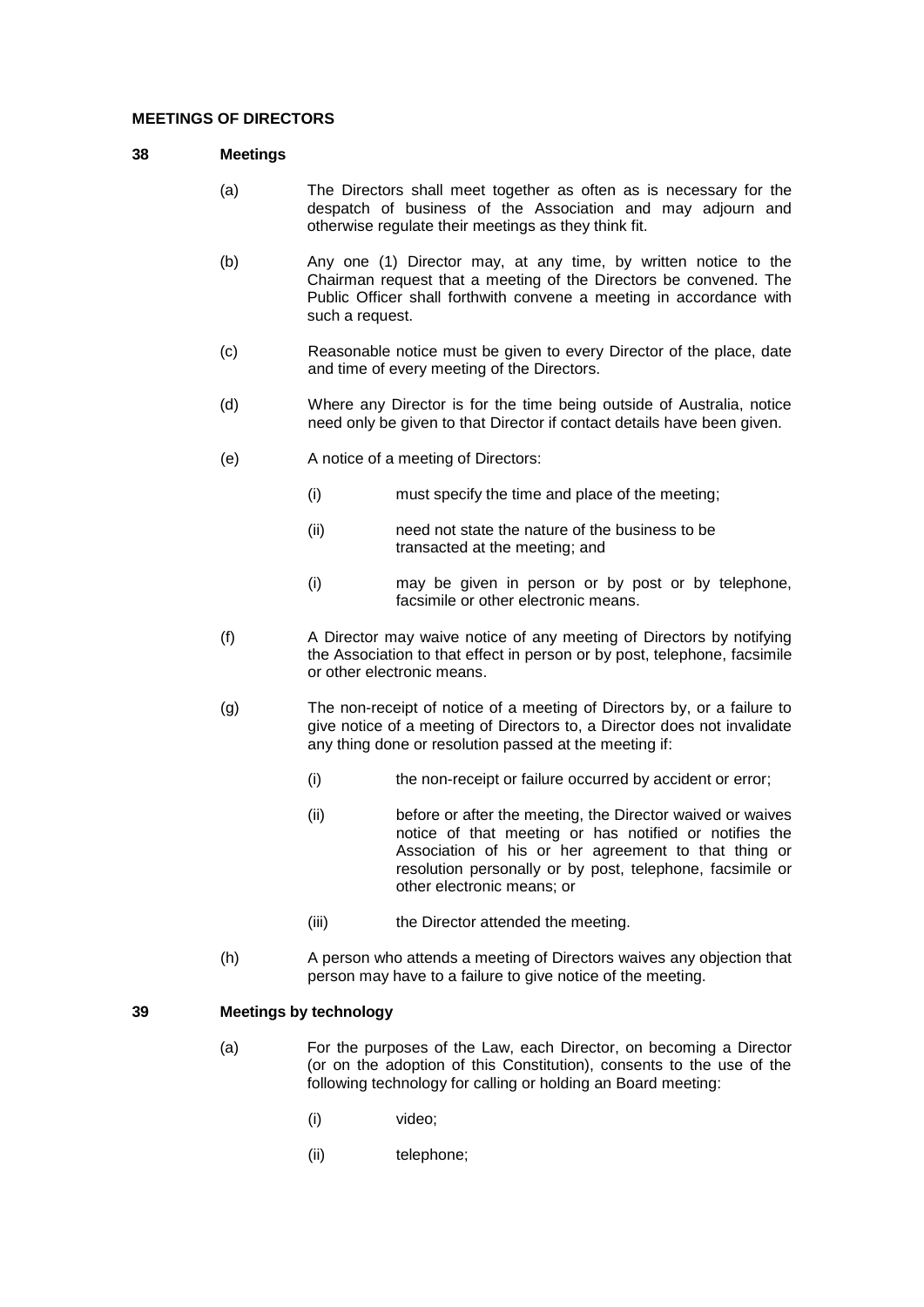**MEETINGS OF DIRECTORS**

**38 Meetings**

(a) The Directors shall meet together as often as is necessary for the despatch of business of the Association and may adjourn and otherwise regulate their meetings as they think fit.

(b) Any one (1) Director may, at any time, by written notice to the Chairman request that a meeting of the Directors be convened. The Public Officer shall forthwith convene a meeting in accordance with such a request.

(c) Reasonable notice must be given to every Director of the place, date and time of every meeting of the Directors.

(d) Where any Director is for the time being outside of Australia, notice need only be given to that Director if contact details have been given.

(e) A notice of a meeting of Directors:

(i) must specify the time and place of the meeting;

(ii) need not state the nature of the business to be transacted at the meeting; and

(i) may be given in person or by post or by telephone, facsimile or other electronic means.

(f) A Director may waive notice of any meeting of Directors by notifying the Association to that effect in person or by post, telephone, facsimile or other electronic means.

(g) The non-receipt of notice of a meeting of Directors by, or a failure to give notice of a meeting of Directors to, a Director does not invalidate any thing done or resolution passed at the meeting if:

(i) the non-receipt or failure occurred by accident or error;

(ii) before or after the meeting, the Director waived or waives notice of that meeting or has notified or notifies the Association of his or her agreement to that thing or resolution personally or by post, telephone, facsimile or other electronic means; or

(iii) the Director attended the meeting.

(h) A person who attends a meeting of Directors waives any objection that person may have to a failure to give notice of the meeting.

**39 Meetings by technology**

(a) For the purposes of the Law, each Director, on becoming a Director (or on the adoption of this Constitution), consents to the use of the following technology for calling or holding an Board meeting:

(i) video;

(ii) telephone;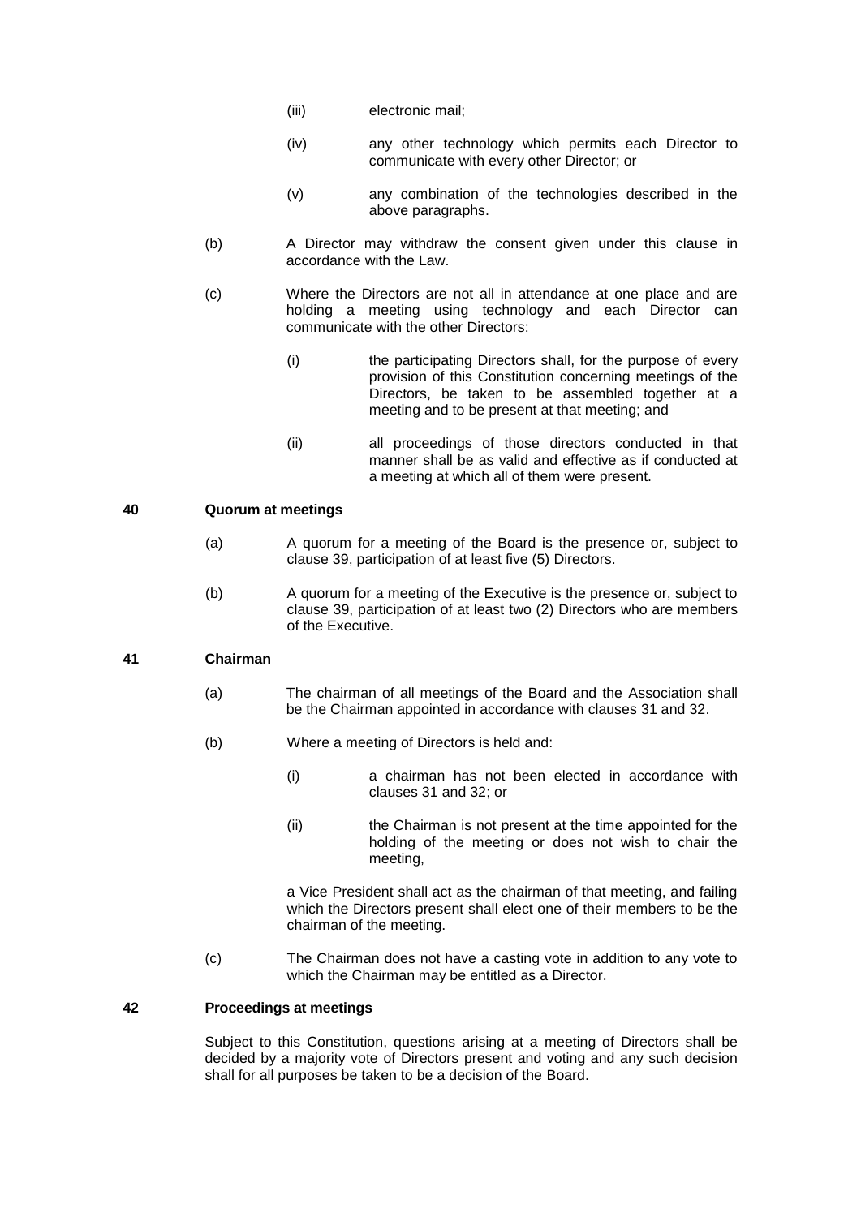(iii) electronic mail;

(iv) any other technology which permits each Director to communicate with every other Director; or

(v) any combination of the technologies described in the above paragraphs.

(b) A Director may withdraw the consent given under this clause in accordance with the Law.

(c) Where the Directors are not all in attendance at one place and are holding a meeting using technology and each Director can communicate with the other Directors:

(i) the participating Directors shall, for the purpose of every provision of this Constitution concerning meetings of the Directors, be taken to be assembled together at a meeting and to be present at that meeting; and

(ii) all proceedings of those directors conducted in that manner shall be as valid and effective as if conducted at a meeting at which all of them were present.

## 40 Quorum at meetings

(a) A quorum for a meeting of the Board is the presence or, subject to clause 39, participation of at least five (5) Directors.

(b) A quorum for a meeting of the Executive is the presence or, subject to clause 39, participation of at least two (2) Directors who are members of the Executive.

## 41 Chairman

(a) The chairman of all meetings of the Board and the Association shall be the Chairman appointed in accordance with clauses 31 and 32.

(b) Where a meeting of Directors is held and:

(i) a chairman has not been elected in accordance with clauses 31 and 32; or

(ii) the Chairman is not present at the time appointed for the holding of the meeting or does not wish to chair the meeting,

a Vice President shall act as the chairman of that meeting, and failing which the Directors present shall elect one of their members to be the chairman of the meeting.

(c) The Chairman does not have a casting vote in addition to any vote to which the Chairman may be entitled as a Director.

## 42 Proceedings at meetings

Subject to this Constitution, questions arising at a meeting of Directors shall be decided by a majority vote of Directors present and voting and any such decision shall for all purposes be taken to be a decision of the Board.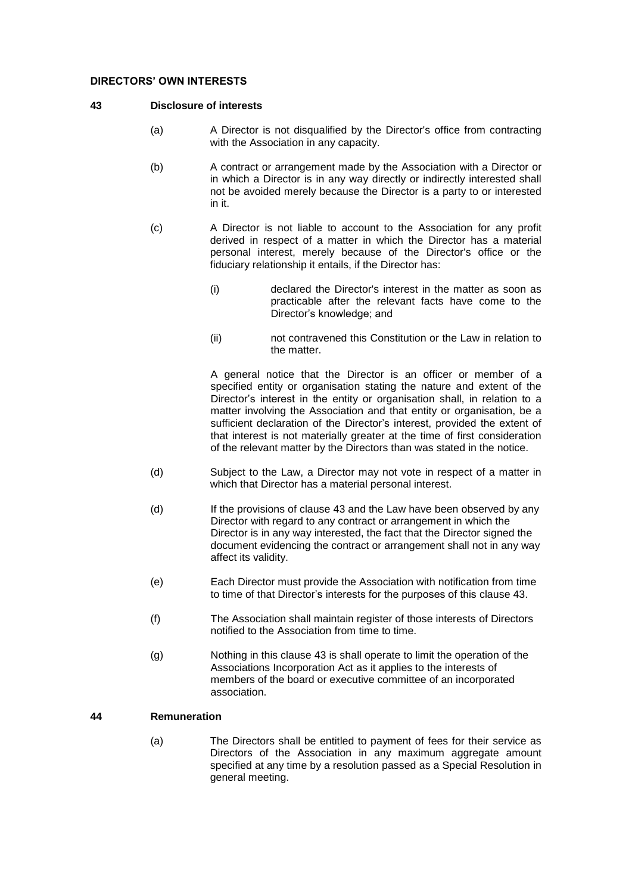## DIRECTORS' OWN INTERESTS

### 43 Disclosure of interests

(a) A Director is not disqualified by the Director's office from contracting with the Association in any capacity.

(b) A contract or arrangement made by the Association with a Director or in which a Director is in any way directly or indirectly interested shall not be avoided merely because the Director is a party to or interested in it.

(c) A Director is not liable to account to the Association for any profit derived in respect of a matter in which the Director has a material personal interest, merely because of the Director's office or the fiduciary relationship it entails, if the Director has:

   (i) declared the Director's interest in the matter as soon as practicable after the relevant facts have come to the Director's knowledge; and

   (ii) not contravened this Constitution or the Law in relation to the matter.

   A general notice that the Director is an officer or member of a specified entity or organisation stating the nature and extent of the Director's interest in the entity or organisation shall, in relation to a matter involving the Association and that entity or organisation, be a sufficient declaration of the Director's interest, provided the extent of that interest is not materially greater at the time of first consideration of the relevant matter by the Directors than was stated in the notice.

(d) Subject to the Law, a Director may not vote in respect of a matter in which that Director has a material personal interest.

(d) If the provisions of clause 43 and the Law have been observed by any Director with regard to any contract or arrangement in which the Director is in any way interested, the fact that the Director signed the document evidencing the contract or arrangement shall not in any way affect its validity.

(e) Each Director must provide the Association with notification from time to time of that Director's interests for the purposes of this clause 43.

(f) The Association shall maintain register of those interests of Directors notified to the Association from time to time.

(g) Nothing in this clause 43 is shall operate to limit the operation of the Associations Incorporation Act as it applies to the interests of members of the board or executive committee of an incorporated association.

### 44 Remuneration

(a) The Directors shall be entitled to payment of fees for their service as Directors of the Association in any maximum aggregate amount specified at any time by a resolution passed as a Special Resolution in general meeting.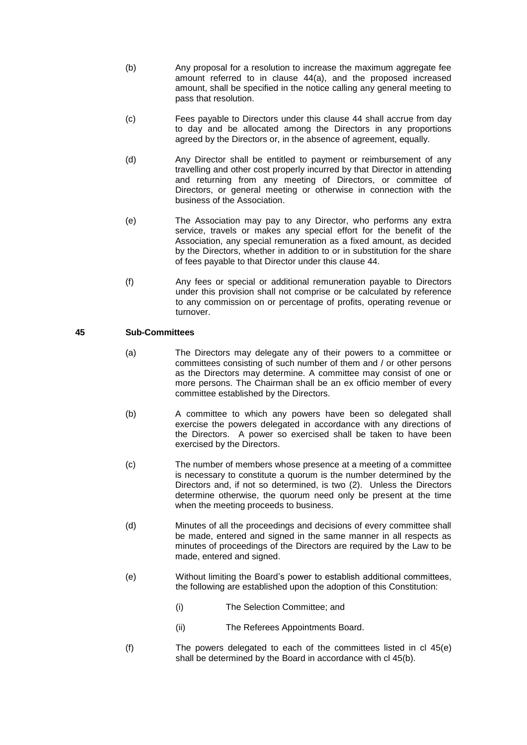(b) Any proposal for a resolution to increase the maximum aggregate fee amount referred to in clause 44(a), and the proposed increased amount, shall be specified in the notice calling any general meeting to pass that resolution.

(c) Fees payable to Directors under this clause 44 shall accrue from day to day and be allocated among the Directors in any proportions agreed by the Directors or, in the absence of agreement, equally.

(d) Any Director shall be entitled to payment or reimbursement of any travelling and other cost properly incurred by that Director in attending and returning from any meeting of Directors, or committee of Directors, or general meeting or otherwise in connection with the business of the Association.

(e) The Association may pay to any Director, who performs any extra service, travels or makes any special effort for the benefit of the Association, any special remuneration as a fixed amount, as decided by the Directors, whether in addition to or in substitution for the share of fees payable to that Director under this clause 44.

(f) Any fees or special or additional remuneration payable to Directors under this provision shall not comprise or be calculated by reference to any commission on or percentage of profits, operating revenue or turnover.

## 45 Sub-Committees

(a) The Directors may delegate any of their powers to a committee or committees consisting of such number of them and / or other persons as the Directors may determine. A committee may consist of one or more persons. The Chairman shall be an ex officio member of every committee established by the Directors.

(b) A committee to which any powers have been so delegated shall exercise the powers delegated in accordance with any directions of the Directors. A power so exercised shall be taken to have been exercised by the Directors.

(c) The number of members whose presence at a meeting of a committee is necessary to constitute a quorum is the number determined by the Directors and, if not so determined, is two (2). Unless the Directors determine otherwise, the quorum need only be present at the time when the meeting proceeds to business.

(d) Minutes of all the proceedings and decisions of every committee shall be made, entered and signed in the same manner in all respects as minutes of proceedings of the Directors are required by the Law to be made, entered and signed.

(e) Without limiting the Board's power to establish additional committees, the following are established upon the adoption of this Constitution:

- (i) The Selection Committee; and
- (ii) The Referees Appointments Board.

(f) The powers delegated to each of the committees listed in cl 45(e) shall be determined by the Board in accordance with cl 45(b).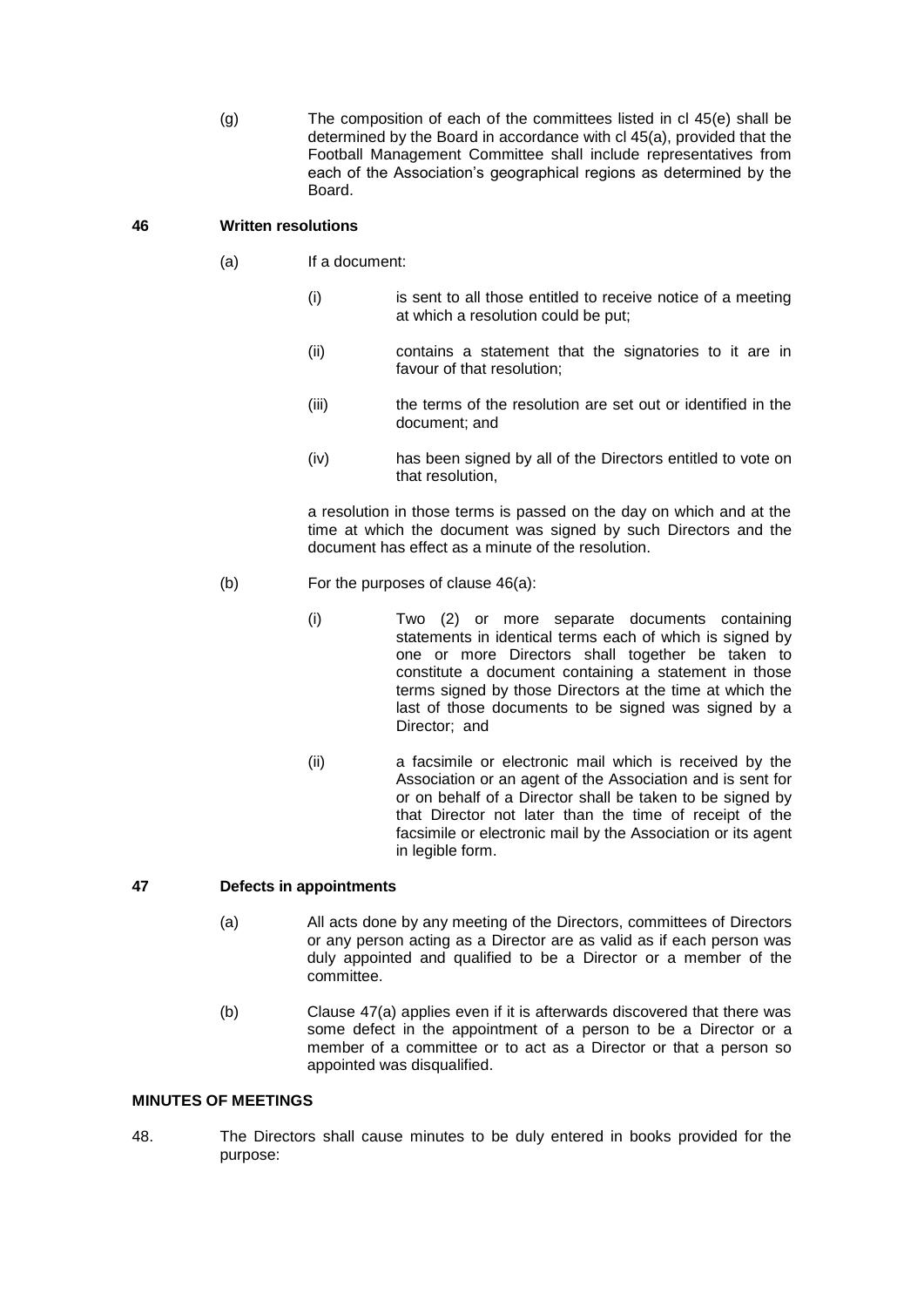(g) The composition of each of the committees listed in cl 45(e) shall be determined by the Board in accordance with cl 45(a), provided that the Football Management Committee shall include representatives from each of the Association's geographical regions as determined by the Board.

### 46 Written resolutions

(a) If a document:

(i) is sent to all those entitled to receive notice of a meeting at which a resolution could be put;

(ii) contains a statement that the signatories to it are in favour of that resolution;

(iii) the terms of the resolution are set out or identified in the document; and

(iv) has been signed by all of the Directors entitled to vote on that resolution,

a resolution in those terms is passed on the day on which and at the time at which the document was signed by such Directors and the document has effect as a minute of the resolution.

(b) For the purposes of clause 46(a):

(i) Two (2) or more separate documents containing statements in identical terms each of which is signed by one or more Directors shall together be taken to constitute a document containing a statement in those terms signed by those Directors at the time at which the last of those documents to be signed was signed by a Director; and

(ii) a facsimile or electronic mail which is received by the Association or an agent of the Association and is sent for or on behalf of a Director shall be taken to be signed by that Director not later than the time of receipt of the facsimile or electronic mail by the Association or its agent in legible form.

### 47 Defects in appointments

(a) All acts done by any meeting of the Directors, committees of Directors or any person acting as a Director are as valid as if each person was duly appointed and qualified to be a Director or a member of the committee.

(b) Clause 47(a) applies even if it is afterwards discovered that there was some defect in the appointment of a person to be a Director or a member of a committee or to act as a Director or that a person so appointed was disqualified.

### MINUTES OF MEETINGS

48. The Directors shall cause minutes to be duly entered in books provided for the purpose: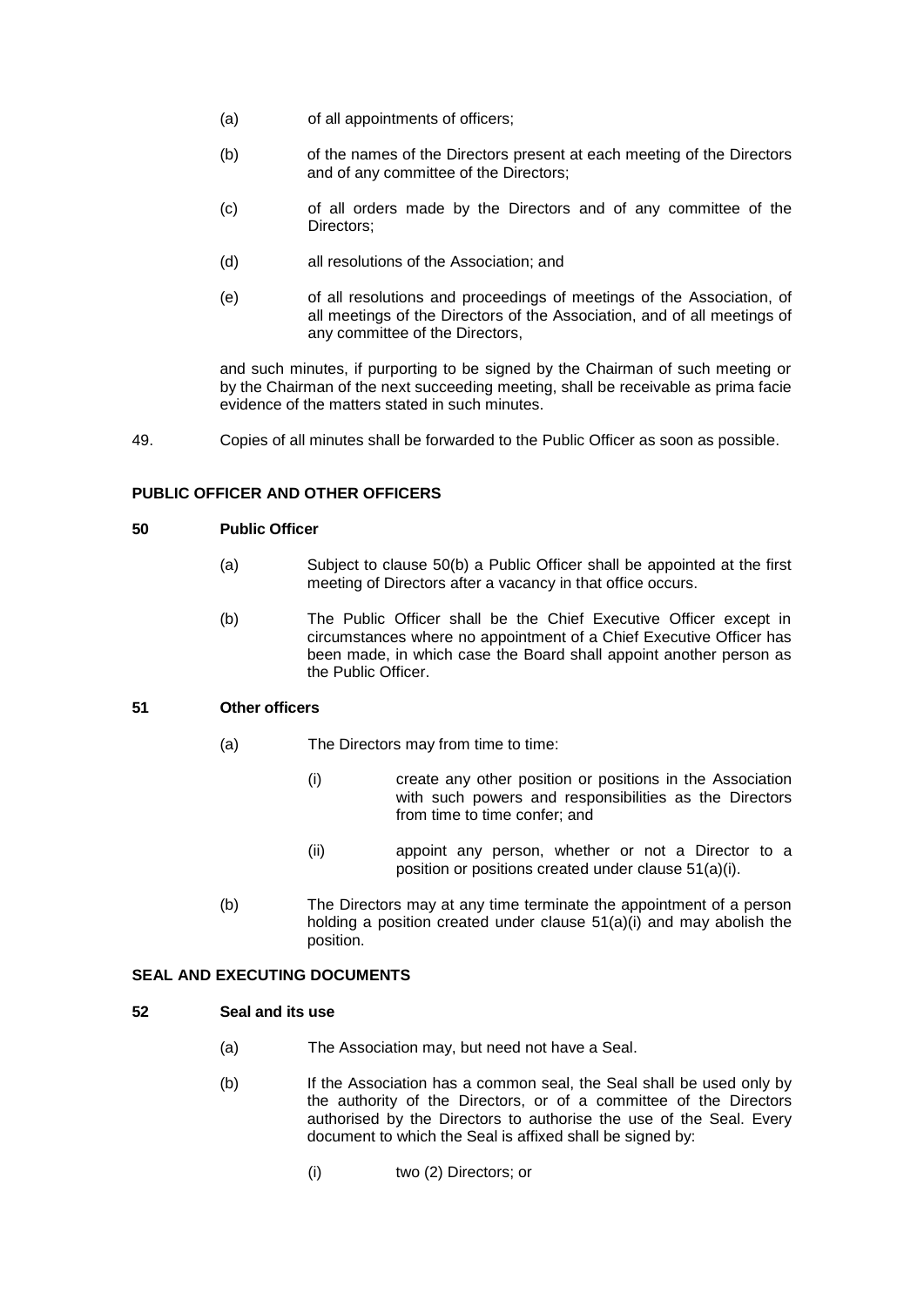(a) of all appointments of officers;

(b) of the names of the Directors present at each meeting of the Directors and of any committee of the Directors;

(c) of all orders made by the Directors and of any committee of the Directors;

(d) all resolutions of the Association; and

(e) of all resolutions and proceedings of meetings of the Association, of all meetings of the Directors of the Association, and of all meetings of any committee of the Directors,

and such minutes, if purporting to be signed by the Chairman of such meeting or by the Chairman of the next succeeding meeting, shall be receivable as prima facie evidence of the matters stated in such minutes.

49. Copies of all minutes shall be forwarded to the Public Officer as soon as possible.

**PUBLIC OFFICER AND OTHER OFFICERS**

**50 Public Officer**

(a) Subject to clause 50(b) a Public Officer shall be appointed at the first meeting of Directors after a vacancy in that office occurs.

(b) The Public Officer shall be the Chief Executive Officer except in circumstances where no appointment of a Chief Executive Officer has been made, in which case the Board shall appoint another person as the Public Officer.

**51 Other officers**

(a) The Directors may from time to time:

(i) create any other position or positions in the Association with such powers and responsibilities as the Directors from time to time confer; and

(ii) appoint any person, whether or not a Director to a position or positions created under clause 51(a)(i).

(b) The Directors may at any time terminate the appointment of a person holding a position created under clause 51(a)(i) and may abolish the position.

**SEAL AND EXECUTING DOCUMENTS**

**52 Seal and its use**

(a) The Association may, but need not have a Seal.

(b) If the Association has a common seal, the Seal shall be used only by the authority of the Directors, or of a committee of the Directors authorised by the Directors to authorise the use of the Seal. Every document to which the Seal is affixed shall be signed by:

(i) two (2) Directors; or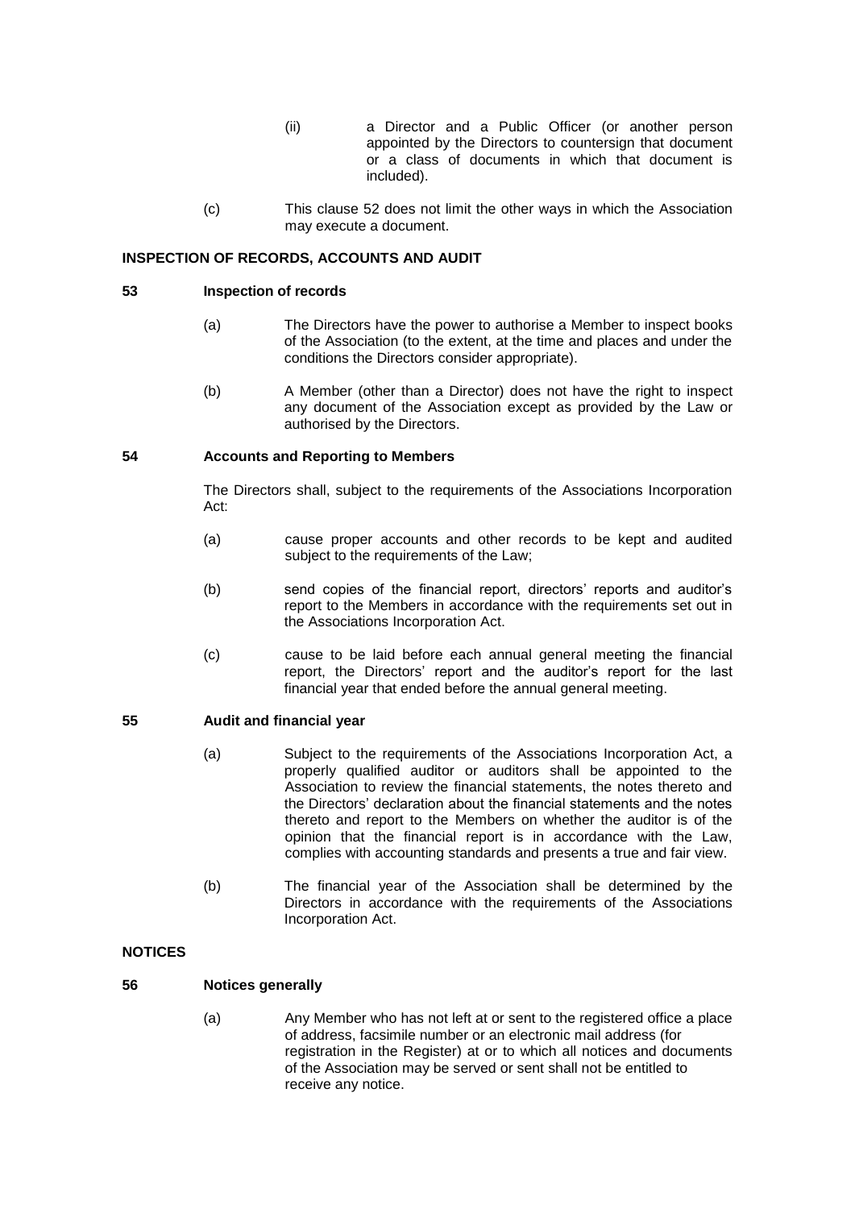(ii) a Director and a Public Officer (or another person appointed by the Directors to countersign that document or a class of documents in which that document is included).

(c) This clause 52 does not limit the other ways in which the Association may execute a document.

**INSPECTION OF RECORDS, ACCOUNTS AND AUDIT**

**53 Inspection of records**

(a) The Directors have the power to authorise a Member to inspect books of the Association (to the extent, at the time and places and under the conditions the Directors consider appropriate).

(b) A Member (other than a Director) does not have the right to inspect any document of the Association except as provided by the Law or authorised by the Directors.

**54 Accounts and Reporting to Members**

The Directors shall, subject to the requirements of the Associations Incorporation Act:

(a) cause proper accounts and other records to be kept and audited subject to the requirements of the Law;

(b) send copies of the financial report, directors' reports and auditor's report to the Members in accordance with the requirements set out in the Associations Incorporation Act.

(c) cause to be laid before each annual general meeting the financial report, the Directors' report and the auditor's report for the last financial year that ended before the annual general meeting.

**55 Audit and financial year**

(a) Subject to the requirements of the Associations Incorporation Act, a properly qualified auditor or auditors shall be appointed to the Association to review the financial statements, the notes thereto and the Directors' declaration about the financial statements and the notes thereto and report to the Members on whether the auditor is of the opinion that the financial report is in accordance with the Law, complies with accounting standards and presents a true and fair view.

(b) The financial year of the Association shall be determined by the Directors in accordance with the requirements of the Associations Incorporation Act.

**NOTICES**

**56 Notices generally**

(a) Any Member who has not left at or sent to the registered office a place of address, facsimile number or an electronic mail address (for registration in the Register) at or to which all notices and documents of the Association may be served or sent shall not be entitled to receive any notice.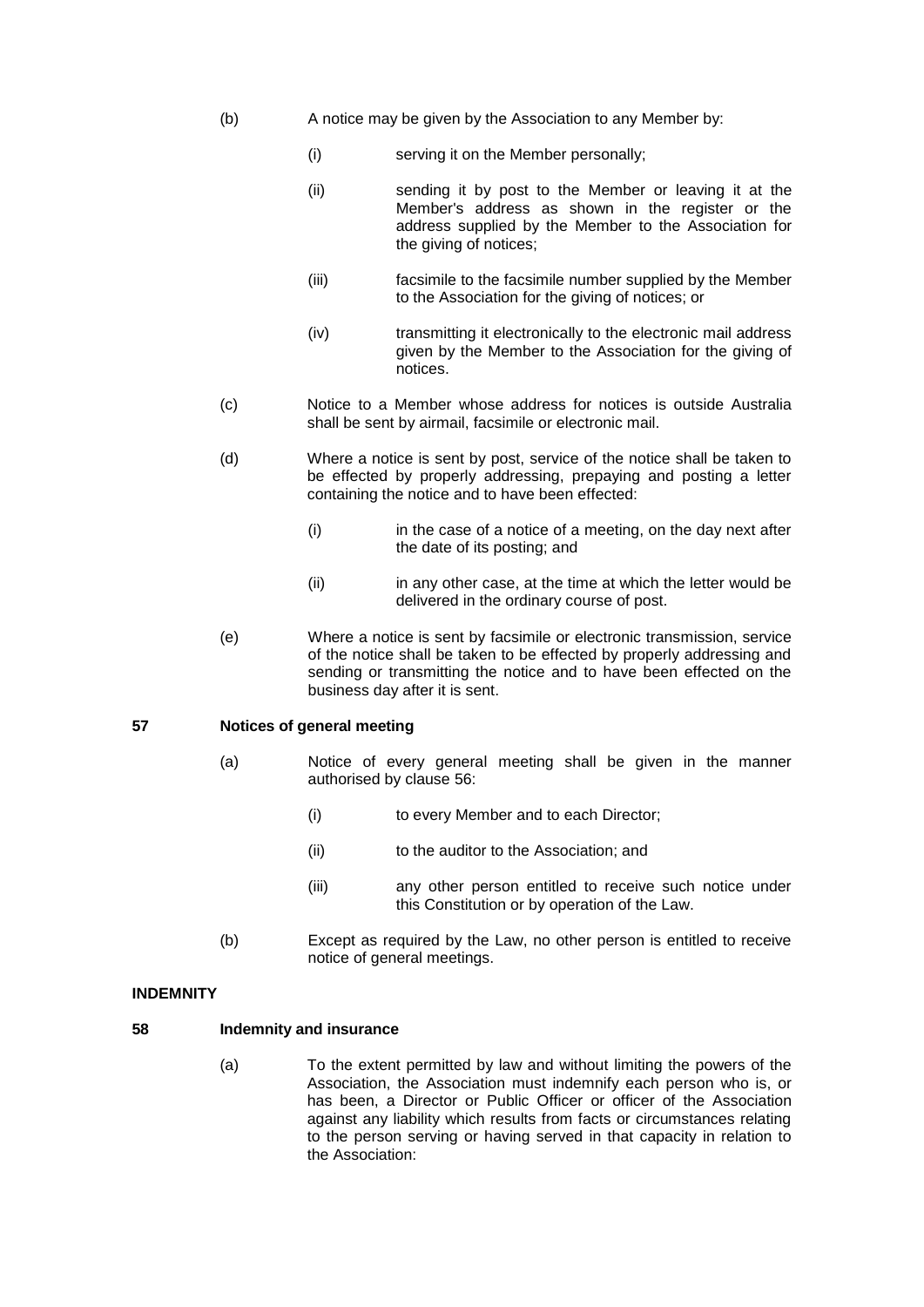(b) A notice may be given by the Association to any Member by:

  (i) serving it on the Member personally;

  (ii) sending it by post to the Member or leaving it at the Member's address as shown in the register or the address supplied by the Member to the Association for the giving of notices;

  (iii) facsimile to the facsimile number supplied by the Member to the Association for the giving of notices; or

  (iv) transmitting it electronically to the electronic mail address given by the Member to the Association for the giving of notices.

(c) Notice to a Member whose address for notices is outside Australia shall be sent by airmail, facsimile or electronic mail.

(d) Where a notice is sent by post, service of the notice shall be taken to be effected by properly addressing, prepaying and posting a letter containing the notice and to have been effected:

  (i) in the case of a notice of a meeting, on the day next after the date of its posting; and

  (ii) in any other case, at the time at which the letter would be delivered in the ordinary course of post.

(e) Where a notice is sent by facsimile or electronic transmission, service of the notice shall be taken to be effected by properly addressing and sending or transmitting the notice and to have been effected on the business day after it is sent.

## 57 Notices of general meeting

(a) Notice of every general meeting shall be given in the manner authorised by clause 56:

  (i) to every Member and to each Director;

  (ii) to the auditor to the Association; and

  (iii) any other person entitled to receive such notice under this Constitution or by operation of the Law.

(b) Except as required by the Law, no other person is entitled to receive notice of general meetings.

# INDEMNITY

## 58 Indemnity and insurance

(a) To the extent permitted by law and without limiting the powers of the Association, the Association must indemnify each person who is, or has been, a Director or Public Officer or officer of the Association against any liability which results from facts or circumstances relating to the person serving or having served in that capacity in relation to the Association: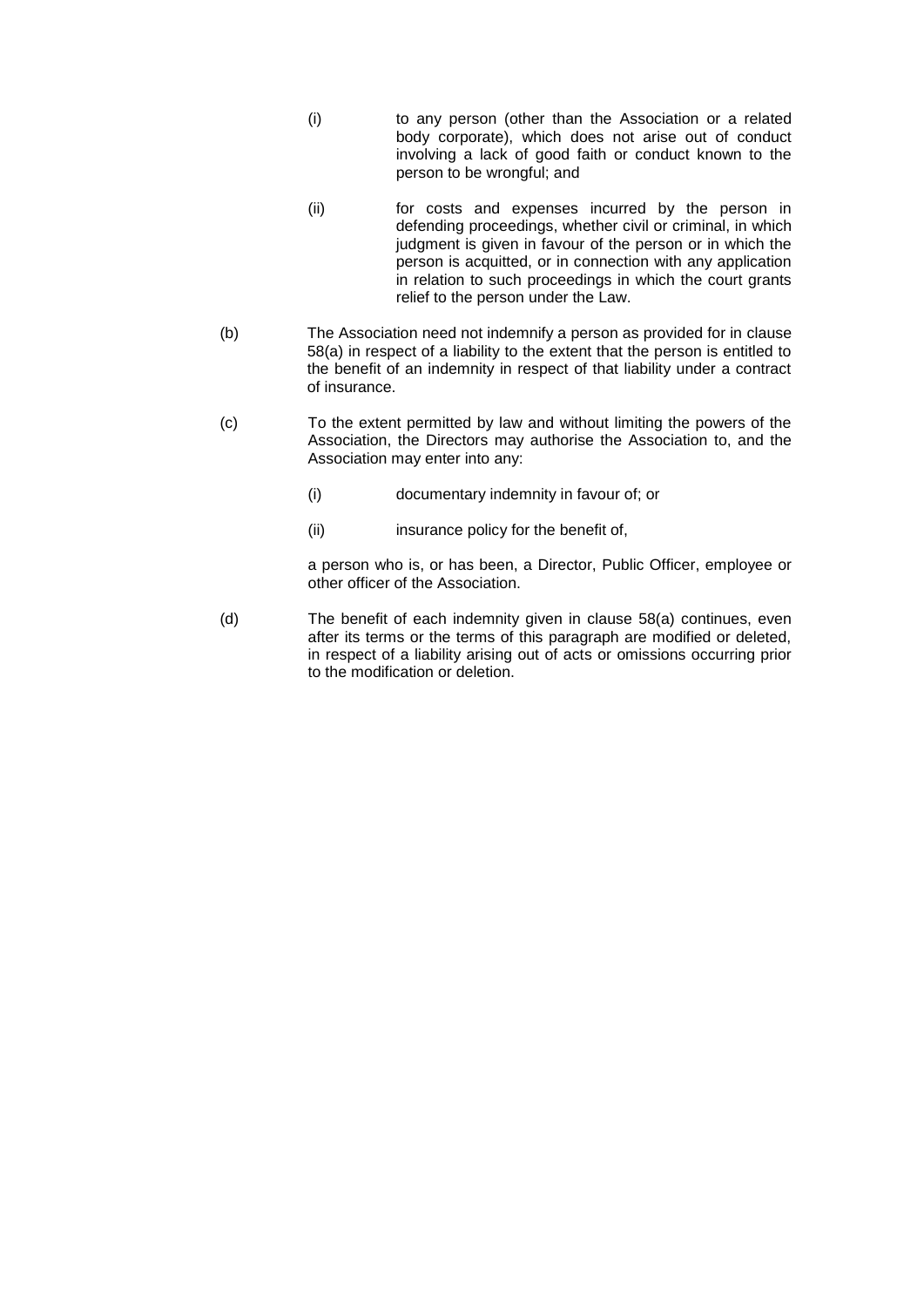- (i) to any person (other than the Association or a related body corporate), which does not arise out of conduct involving a lack of good faith or conduct known to the person to be wrongful; and

- (ii) for costs and expenses incurred by the person in defending proceedings, whether civil or criminal, in which judgment is given in favour of the person or in which the person is acquitted, or in connection with any application in relation to such proceedings in which the court grants relief to the person under the Law.

(b) The Association need not indemnify a person as provided for in clause 58(a) in respect of a liability to the extent that the person is entitled to the benefit of an indemnity in respect of that liability under a contract of insurance.

(c) To the extent permitted by law and without limiting the powers of the Association, the Directors may authorise the Association to, and the Association may enter into any:

- (i) documentary indemnity in favour of; or

- (ii) insurance policy for the benefit of,

a person who is, or has been, a Director, Public Officer, employee or other officer of the Association.

(d) The benefit of each indemnity given in clause 58(a) continues, even after its terms or the terms of this paragraph are modified or deleted, in respect of a liability arising out of acts or omissions occurring prior to the modification or deletion.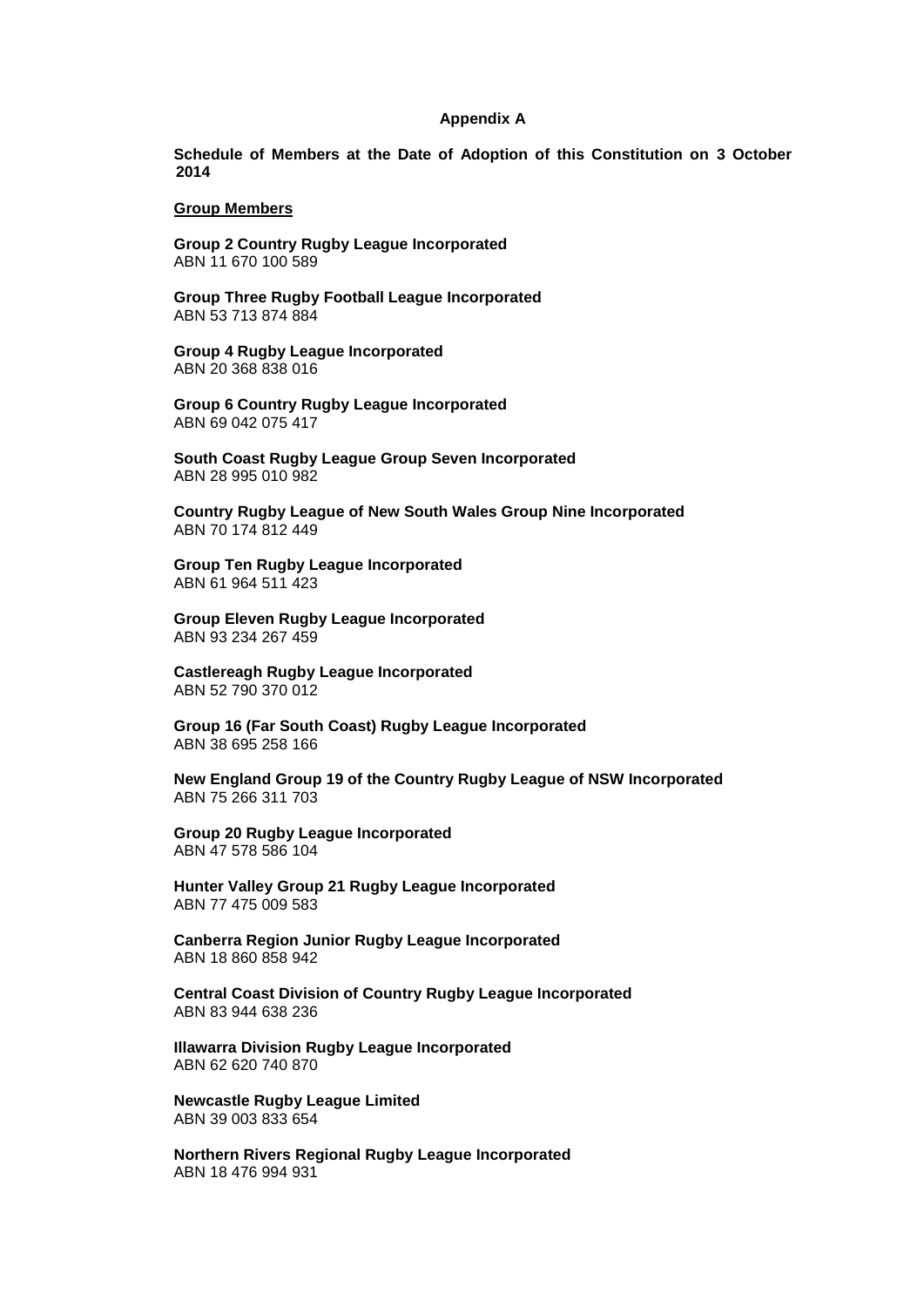## Appendix A

**Schedule of Members at the Date of Adoption of this Constitution on 3 October 2014**

**Group Members**

**Group 2 Country Rugby League Incorporated**
ABN 11 670 100 589

**Group Three Rugby Football League Incorporated**
ABN 53 713 874 884

**Group 4 Rugby League Incorporated**
ABN 20 368 838 016

**Group 6 Country Rugby League Incorporated**
ABN 69 042 075 417

**South Coast Rugby League Group Seven Incorporated**
ABN 28 995 010 982

**Country Rugby League of New South Wales Group Nine Incorporated**
ABN 70 174 812 449

**Group Ten Rugby League Incorporated**
ABN 61 964 511 423

**Group Eleven Rugby League Incorporated**
ABN 93 234 267 459

**Castlereagh Rugby League Incorporated**
ABN 52 790 370 012

**Group 16 (Far South Coast) Rugby League Incorporated**
ABN 38 695 258 166

**New England Group 19 of the Country Rugby League of NSW Incorporated**
ABN 75 266 311 703

**Group 20 Rugby League Incorporated**
ABN 47 578 586 104

**Hunter Valley Group 21 Rugby League Incorporated**
ABN 77 475 009 583

**Canberra Region Junior Rugby League Incorporated**
ABN 18 860 858 942

**Central Coast Division of Country Rugby League Incorporated**
ABN 83 944 638 236

**Illawarra Division Rugby League Incorporated**
ABN 62 620 740 870

**Newcastle Rugby League Limited**
ABN 39 003 833 654

**Northern Rivers Regional Rugby League Incorporated**
ABN 18 476 994 931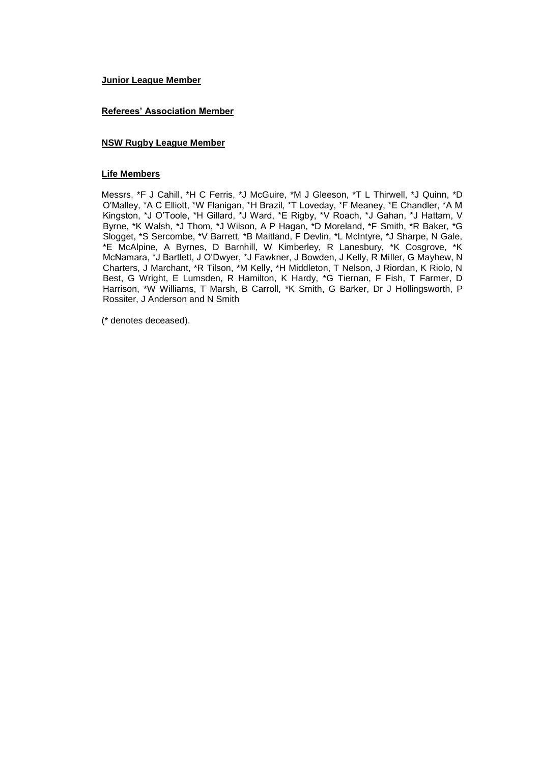**Junior League Member**

**Referees' Association Member**

**NSW Rugby League Member**

**Life Members**

Messrs. *F J Cahill, *H C Ferris, *J McGuire, *M J Gleeson, *T L Thirwell, *J Quinn, *D O'Malley, *A C Elliott, *W Flanigan, *H Brazil, *T Loveday, *F Meaney, *E Chandler, *A M Kingston, *J O'Toole, *H Gillard, *J Ward, *E Rigby, *V Roach, *J Gahan, *J Hattam, V Byrne, *K Walsh, *J Thom, *J Wilson, A P Hagan, *D Moreland, *F Smith, *R Baker, *G Slogget, *S Sercombe, *V Barrett, *B Maitland, F Devlin, *L McIntyre, *J Sharpe, N Gale, *E McAlpine, A Byrnes, D Barnhill, W Kimberley, R Lanesbury, *K Cosgrove, *K McNamara, *J Bartlett, J O'Dwyer, *J Fawkner, J Bowden, J Kelly, R Miller, G Mayhew, N Charters, J Marchant, *R Tilson, *M Kelly, *H Middleton, T Nelson, J Riordan, K Riolo, N Best, G Wright, E Lumsden, R Hamilton, K Hardy, *G Tiernan, F Fish, T Farmer, D Harrison, *W Williams, T Marsh, B Carroll, *K Smith, G Barker, Dr J Hollingsworth, P Rossiter, J Anderson and N Smith

(* denotes deceased).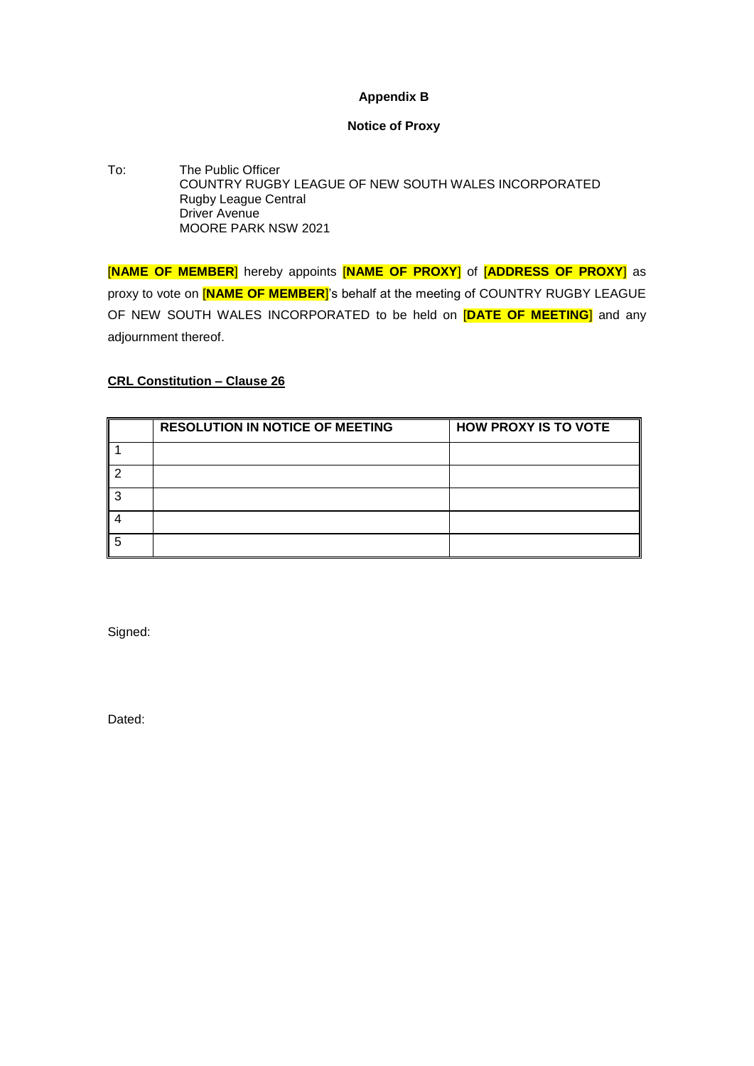# Appendix B

## Notice of Proxy

To: The Public Officer
COUNTRY RUGBY LEAGUE OF NEW SOUTH WALES INCORPORATED
Rugby League Central
Driver Avenue
MOORE PARK NSW 2021

**[NAME OF MEMBER]** hereby appoints **[NAME OF PROXY]** of **[ADDRESS OF PROXY]** as proxy to vote on **[NAME OF MEMBER]**'s behalf at the meeting of COUNTRY RUGBY LEAGUE OF NEW SOUTH WALES INCORPORATED to be held on **[DATE OF MEETING]** and any adjournment thereof.

**CRL Constitution – Clause 26**

| | RESOLUTION IN NOTICE OF MEETING | HOW PROXY IS TO VOTE |
|---|---|---|
| 1 | | |
| 2 | | |
| 3 | | |
| 4 | | |
| 5 | | |

Signed:

Dated: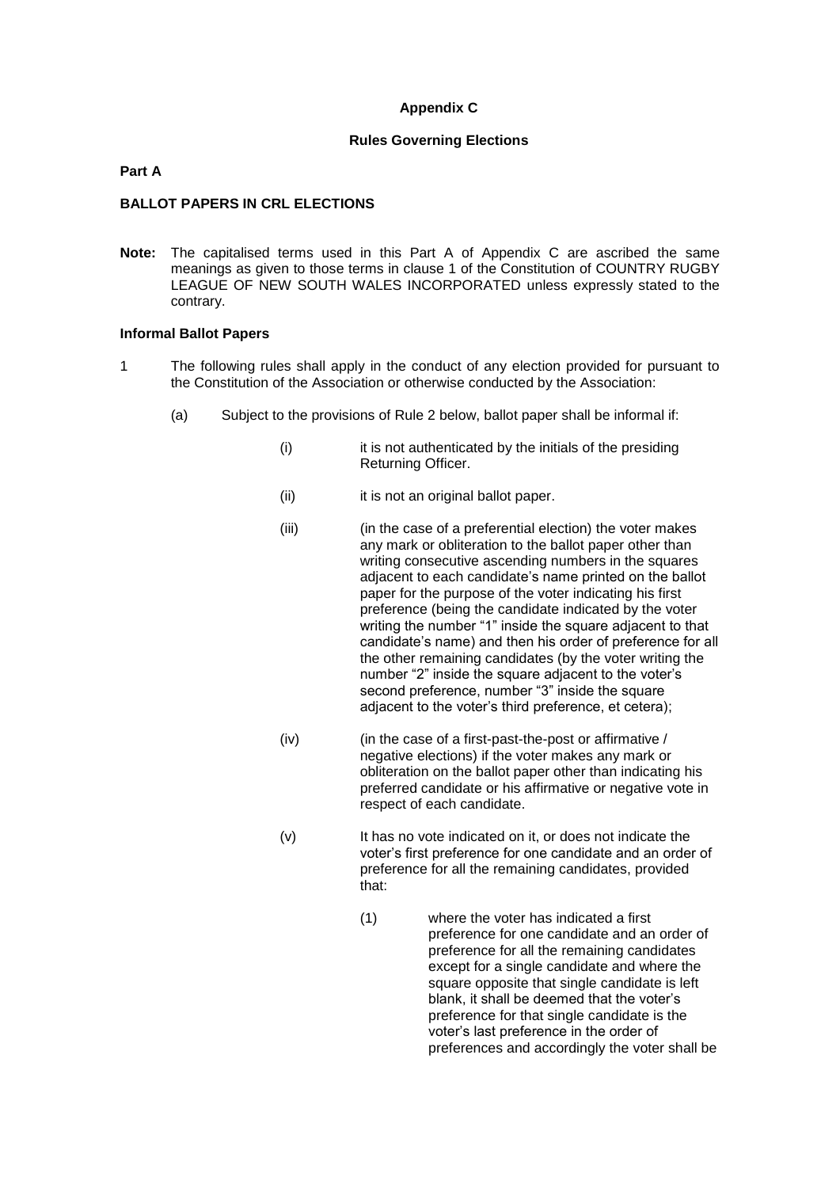**Appendix C**

**Rules Governing Elections**

**Part A**

**BALLOT PAPERS IN CRL ELECTIONS**

**Note:** The capitalised terms used in this Part A of Appendix C are ascribed the same meanings as given to those terms in clause 1 of the Constitution of COUNTRY RUGBY LEAGUE OF NEW SOUTH WALES INCORPORATED unless expressly stated to the contrary.

**Informal Ballot Papers**

1 The following rules shall apply in the conduct of any election provided for pursuant to the Constitution of the Association or otherwise conducted by the Association:

  (a) Subject to the provisions of Rule 2 below, ballot paper shall be informal if:

    (i) it is not authenticated by the initials of the presiding Returning Officer.

    (ii) it is not an original ballot paper.

    (iii) (in the case of a preferential election) the voter makes any mark or obliteration to the ballot paper other than writing consecutive ascending numbers in the squares adjacent to each candidate's name printed on the ballot paper for the purpose of the voter indicating his first preference (being the candidate indicated by the voter writing the number "1" inside the square adjacent to that candidate's name) and then his order of preference for all the other remaining candidates (by the voter writing the number "2" inside the square adjacent to the voter's second preference, number "3" inside the square adjacent to the voter's third preference, et cetera);

    (iv) (in the case of a first-past-the-post or affirmative / negative elections) if the voter makes any mark or obliteration on the ballot paper other than indicating his preferred candidate or his affirmative or negative vote in respect of each candidate.

    (v) It has no vote indicated on it, or does not indicate the voter's first preference for one candidate and an order of preference for all the remaining candidates, provided that:

      (1) where the voter has indicated a first preference for one candidate and an order of preference for all the remaining candidates except for a single candidate and where the square opposite that single candidate is left blank, it shall be deemed that the voter's preference for that single candidate is the voter's last preference in the order of preferences and accordingly the voter shall be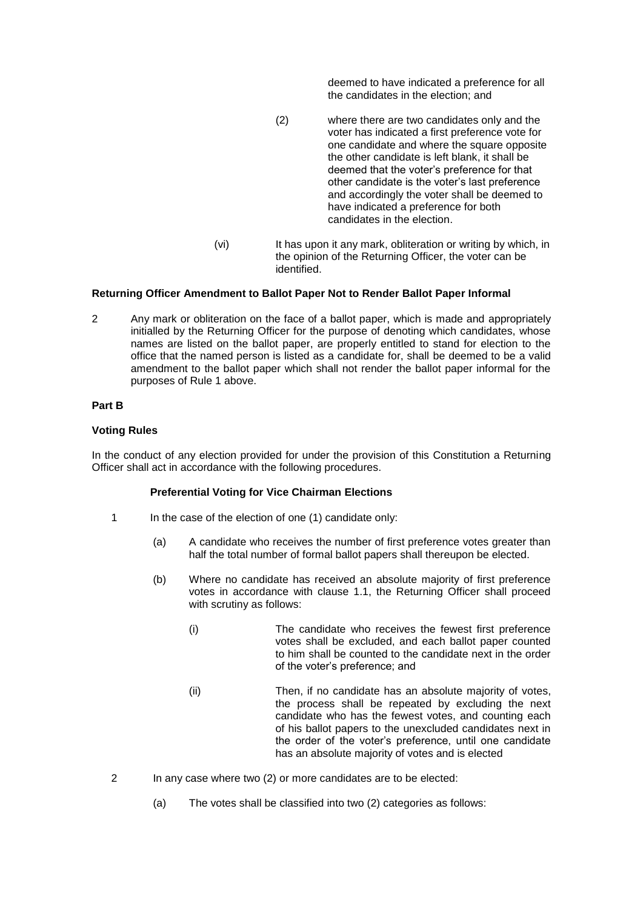deemed to have indicated a preference for all the candidates in the election; and

(2) where there are two candidates only and the voter has indicated a first preference vote for one candidate and where the square opposite the other candidate is left blank, it shall be deemed that the voter's preference for that other candidate is the voter's last preference and accordingly the voter shall be deemed to have indicated a preference for both candidates in the election.

(vi) It has upon it any mark, obliteration or writing by which, in the opinion of the Returning Officer, the voter can be identified.

**Returning Officer Amendment to Ballot Paper Not to Render Ballot Paper Informal**

2 Any mark or obliteration on the face of a ballot paper, which is made and appropriately initialled by the Returning Officer for the purpose of denoting which candidates, whose names are listed on the ballot paper, are properly entitled to stand for election to the office that the named person is listed as a candidate for, shall be deemed to be a valid amendment to the ballot paper which shall not render the ballot paper informal for the purposes of Rule 1 above.

**Part B**

**Voting Rules**

In the conduct of any election provided for under the provision of this Constitution a Returning Officer shall act in accordance with the following procedures.

**Preferential Voting for Vice Chairman Elections**

1 In the case of the election of one (1) candidate only:

(a) A candidate who receives the number of first preference votes greater than half the total number of formal ballot papers shall thereupon be elected.

(b) Where no candidate has received an absolute majority of first preference votes in accordance with clause 1.1, the Returning Officer shall proceed with scrutiny as follows:

(i) The candidate who receives the fewest first preference votes shall be excluded, and each ballot paper counted to him shall be counted to the candidate next in the order of the voter's preference; and

(ii) Then, if no candidate has an absolute majority of votes, the process shall be repeated by excluding the next candidate who has the fewest votes, and counting each of his ballot papers to the unexcluded candidates next in the order of the voter's preference, until one candidate has an absolute majority of votes and is elected

2 In any case where two (2) or more candidates are to be elected:

(a) The votes shall be classified into two (2) categories as follows: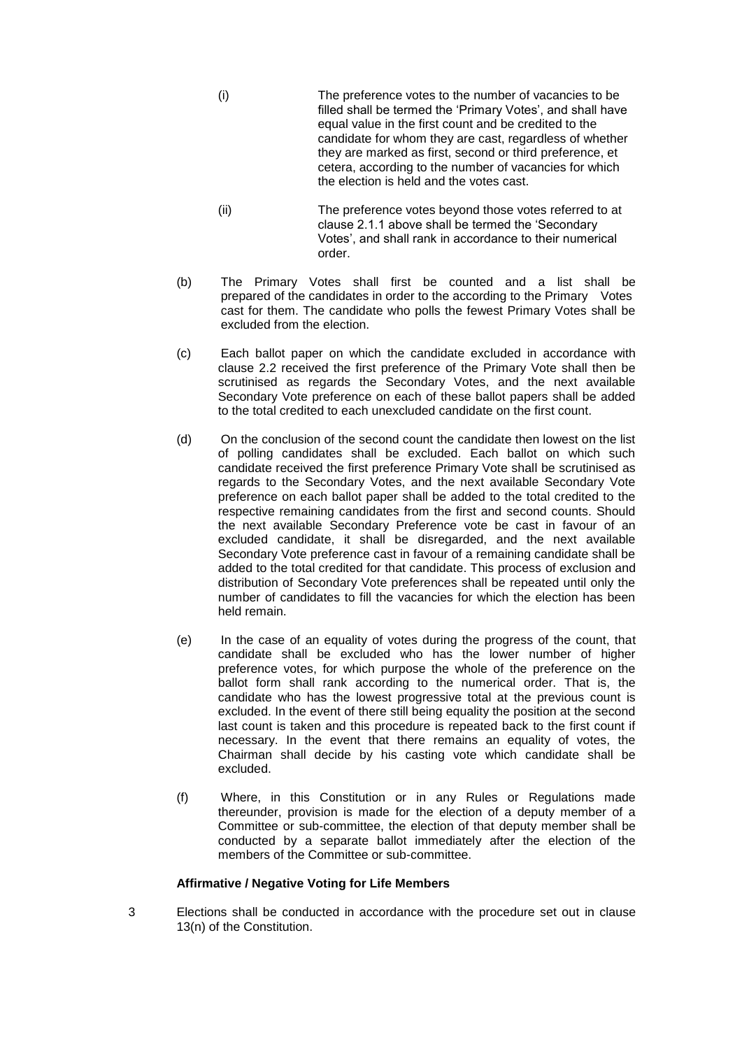(i) The preference votes to the number of vacancies to be filled shall be termed the 'Primary Votes', and shall have equal value in the first count and be credited to the candidate for whom they are cast, regardless of whether they are marked as first, second or third preference, et cetera, according to the number of vacancies for which the election is held and the votes cast.

(ii) The preference votes beyond those votes referred to at clause 2.1.1 above shall be termed the 'Secondary Votes', and shall rank in accordance to their numerical order.

(b) The Primary Votes shall first be counted and a list shall be prepared of the candidates in order to the according to the Primary Votes cast for them. The candidate who polls the fewest Primary Votes shall be excluded from the election.

(c) Each ballot paper on which the candidate excluded in accordance with clause 2.2 received the first preference of the Primary Vote shall then be scrutinised as regards the Secondary Votes, and the next available Secondary Vote preference on each of these ballot papers shall be added to the total credited to each unexcluded candidate on the first count.

(d) On the conclusion of the second count the candidate then lowest on the list of polling candidates shall be excluded. Each ballot on which such candidate received the first preference Primary Vote shall be scrutinised as regards to the Secondary Votes, and the next available Secondary Vote preference on each ballot paper shall be added to the total credited to the respective remaining candidates from the first and second counts. Should the next available Secondary Preference vote be cast in favour of an excluded candidate, it shall be disregarded, and the next available Secondary Vote preference cast in favour of a remaining candidate shall be added to the total credited for that candidate. This process of exclusion and distribution of Secondary Vote preferences shall be repeated until only the number of candidates to fill the vacancies for which the election has been held remain.

(e) In the case of an equality of votes during the progress of the count, that candidate shall be excluded who has the lower number of higher preference votes, for which purpose the whole of the preference on the ballot form shall rank according to the numerical order. That is, the candidate who has the lowest progressive total at the previous count is excluded. In the event of there still being equality the position at the second last count is taken and this procedure is repeated back to the first count if necessary. In the event that there remains an equality of votes, the Chairman shall decide by his casting vote which candidate shall be excluded.

(f) Where, in this Constitution or in any Rules or Regulations made thereunder, provision is made for the election of a deputy member of a Committee or sub-committee, the election of that deputy member shall be conducted by a separate ballot immediately after the election of the members of the Committee or sub-committee.

**Affirmative / Negative Voting for Life Members**

3 Elections shall be conducted in accordance with the procedure set out in clause 13(n) of the Constitution.